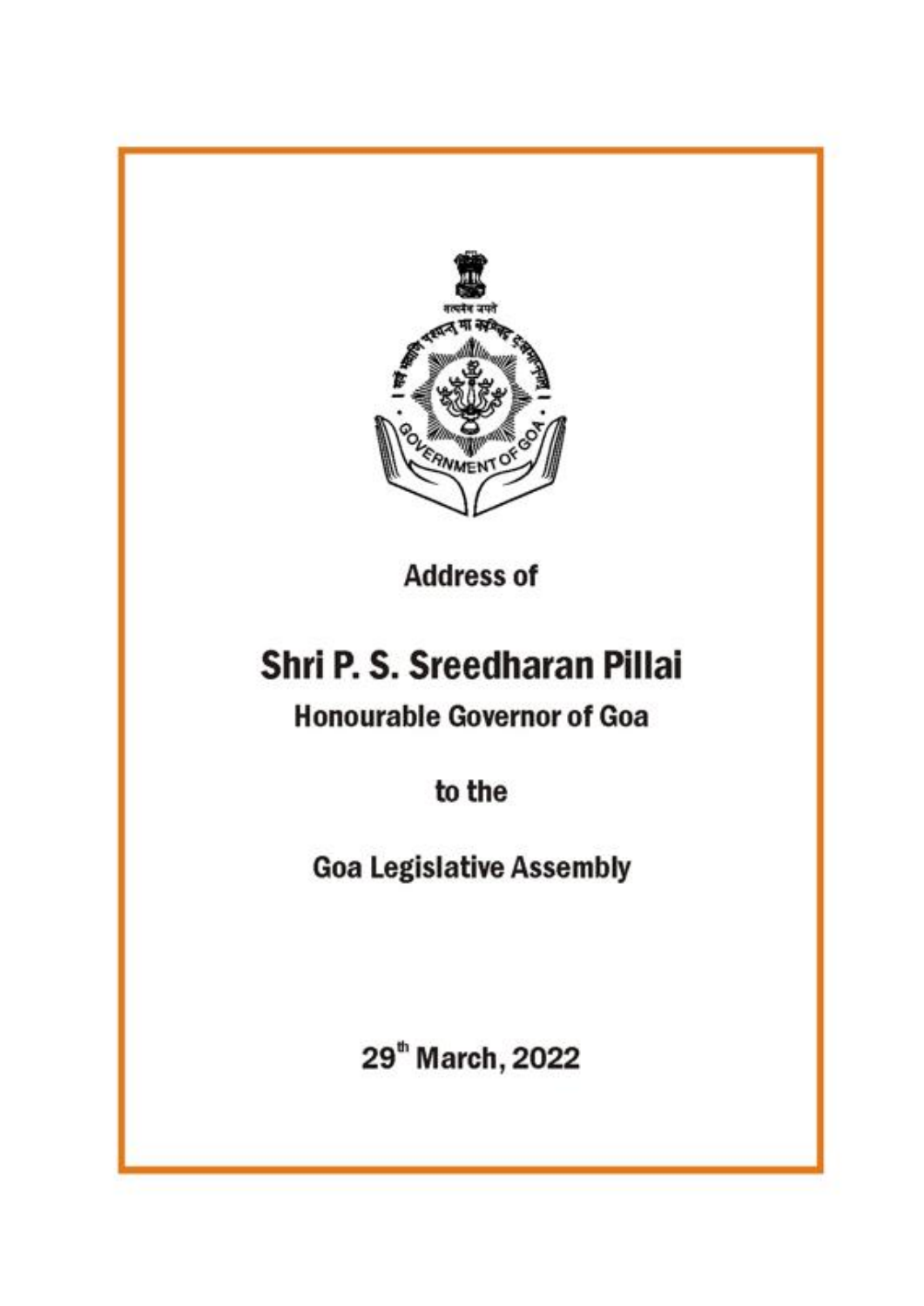Address of

# Shri P. S. Sreedharan Pillai

## Honourable Governor of Goa

to the

Goa Legislative Assembly

29th March, 2022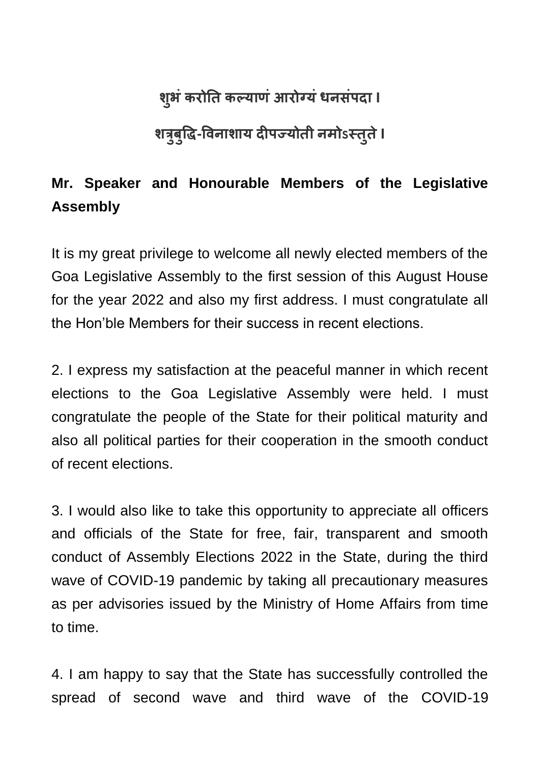**शुभं करोति कल्याणं आरोग्यं धनसंपदा ।**

**शत्रुबुद्धि-विनाशाय दीपज्योती नमोऽस्तुते ।**

**Mr. Speaker and Honourable Members of the Legislative Assembly**

It is my great privilege to welcome all newly elected members of the Goa Legislative Assembly to the first session of this August House for the year 2022 and also my first address. I must congratulate all the Hon'ble Members for their success in recent elections.

2. I express my satisfaction at the peaceful manner in which recent elections to the Goa Legislative Assembly were held. I must congratulate the people of the State for their political maturity and also all political parties for their cooperation in the smooth conduct of recent elections.

3. I would also like to take this opportunity to appreciate all officers and officials of the State for free, fair, transparent and smooth conduct of Assembly Elections 2022 in the State, during the third wave of COVID-19 pandemic by taking all precautionary measures as per advisories issued by the Ministry of Home Affairs from time to time.

4. I am happy to say that the State has successfully controlled the spread of second wave and third wave of the COVID-19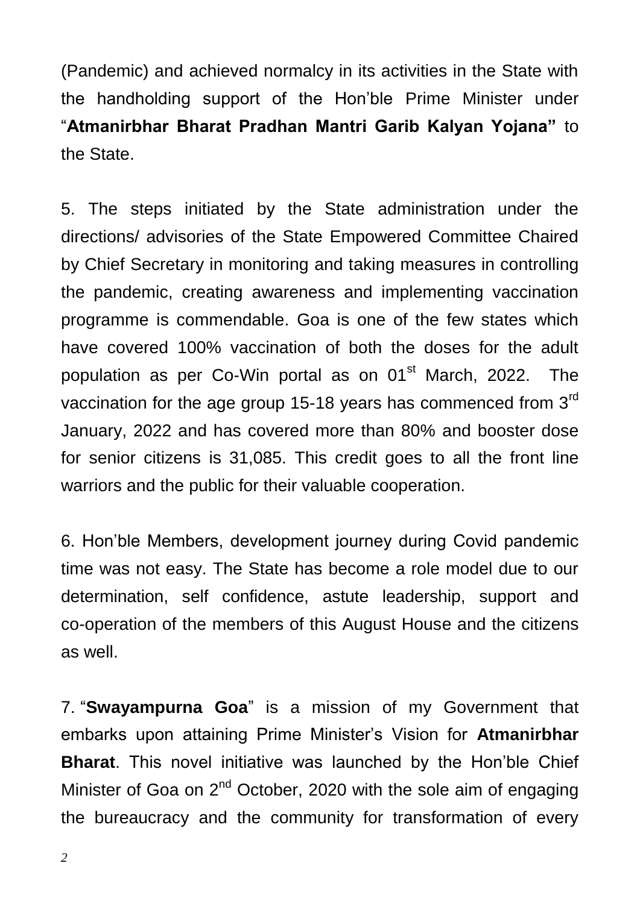(Pandemic) and achieved normalcy in its activities in the State with the handholding support of the Hon'ble Prime Minister under "**Atmanirbhar Bharat Pradhan Mantri Garib Kalyan Yojana"** to the State.

5. The steps initiated by the State administration under the directions/ advisories of the State Empowered Committee Chaired by Chief Secretary in monitoring and taking measures in controlling the pandemic, creating awareness and implementing vaccination programme is commendable. Goa is one of the few states which have covered 100% vaccination of both the doses for the adult population as per Co-Win portal as on 01st March, 2022. The vaccination for the age group 15-18 years has commenced from 3rd January, 2022 and has covered more than 80% and booster dose for senior citizens is 31,085. This credit goes to all the front line warriors and the public for their valuable cooperation.

6. Hon'ble Members, development journey during Covid pandemic time was not easy. The State has become a role model due to our determination, self confidence, astute leadership, support and co-operation of the members of this August House and the citizens as well.

7. "**Swayampurna Goa**" is a mission of my Government that embarks upon attaining Prime Minister's Vision for **Atmanirbhar Bharat**. This novel initiative was launched by the Hon'ble Chief Minister of Goa on 2nd October, 2020 with the sole aim of engaging the bureaucracy and the community for transformation of every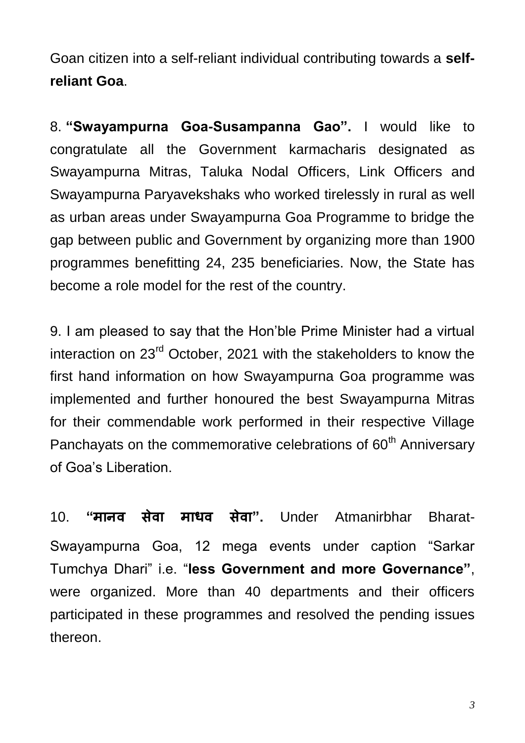Goan citizen into a self-reliant individual contributing towards a **self-reliant Goa**.

8. **“Swayampurna Goa-Susampanna Gao”.** I would like to congratulate all the Government karmacharis designated as Swayampurna Mitras, Taluka Nodal Officers, Link Officers and Swayampurna Paryavekshaks who worked tirelessly in rural as well as urban areas under Swayampurna Goa Programme to bridge the gap between public and Government by organizing more than 1900 programmes benefitting 24, 235 beneficiaries. Now, the State has become a role model for the rest of the country.

9. I am pleased to say that the Hon’ble Prime Minister had a virtual interaction on 23rd October, 2021 with the stakeholders to know the first hand information on how Swayampurna Goa programme was implemented and further honoured the best Swayampurna Mitras for their commendable work performed in their respective Village Panchayats on the commemorative celebrations of 60th Anniversary of Goa’s Liberation.

10. **“मानव सेवा माधव सेवा”.** Under Atmanirbhar Bharat-Swayampurna Goa, 12 mega events under caption “Sarkar Tumchya Dhari” i.e. “**less Government and more Governance”**, were organized. More than 40 departments and their officers participated in these programmes and resolved the pending issues thereon.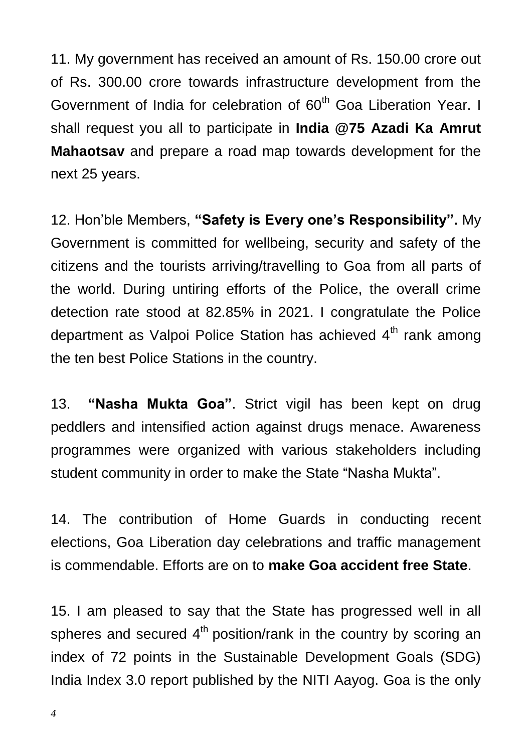11. My government has received an amount of Rs. 150.00 crore out of Rs. 300.00 crore towards infrastructure development from the Government of India for celebration of 60th Goa Liberation Year. I shall request you all to participate in **India @75 Azadi Ka Amrut Mahaotsav** and prepare a road map towards development for the next 25 years.

12. Hon'ble Members, **"Safety is Every one's Responsibility".** My Government is committed for wellbeing, security and safety of the citizens and the tourists arriving/travelling to Goa from all parts of the world. During untiring efforts of the Police, the overall crime detection rate stood at 82.85% in 2021. I congratulate the Police department as Valpoi Police Station has achieved 4th rank among the ten best Police Stations in the country.

13. **"Nasha Mukta Goa"**. Strict vigil has been kept on drug peddlers and intensified action against drugs menace. Awareness programmes were organized with various stakeholders including student community in order to make the State "Nasha Mukta".

14. The contribution of Home Guards in conducting recent elections, Goa Liberation day celebrations and traffic management is commendable. Efforts are on to **make Goa accident free State**.

15. I am pleased to say that the State has progressed well in all spheres and secured 4th position/rank in the country by scoring an index of 72 points in the Sustainable Development Goals (SDG) India Index 3.0 report published by the NITI Aayog. Goa is the only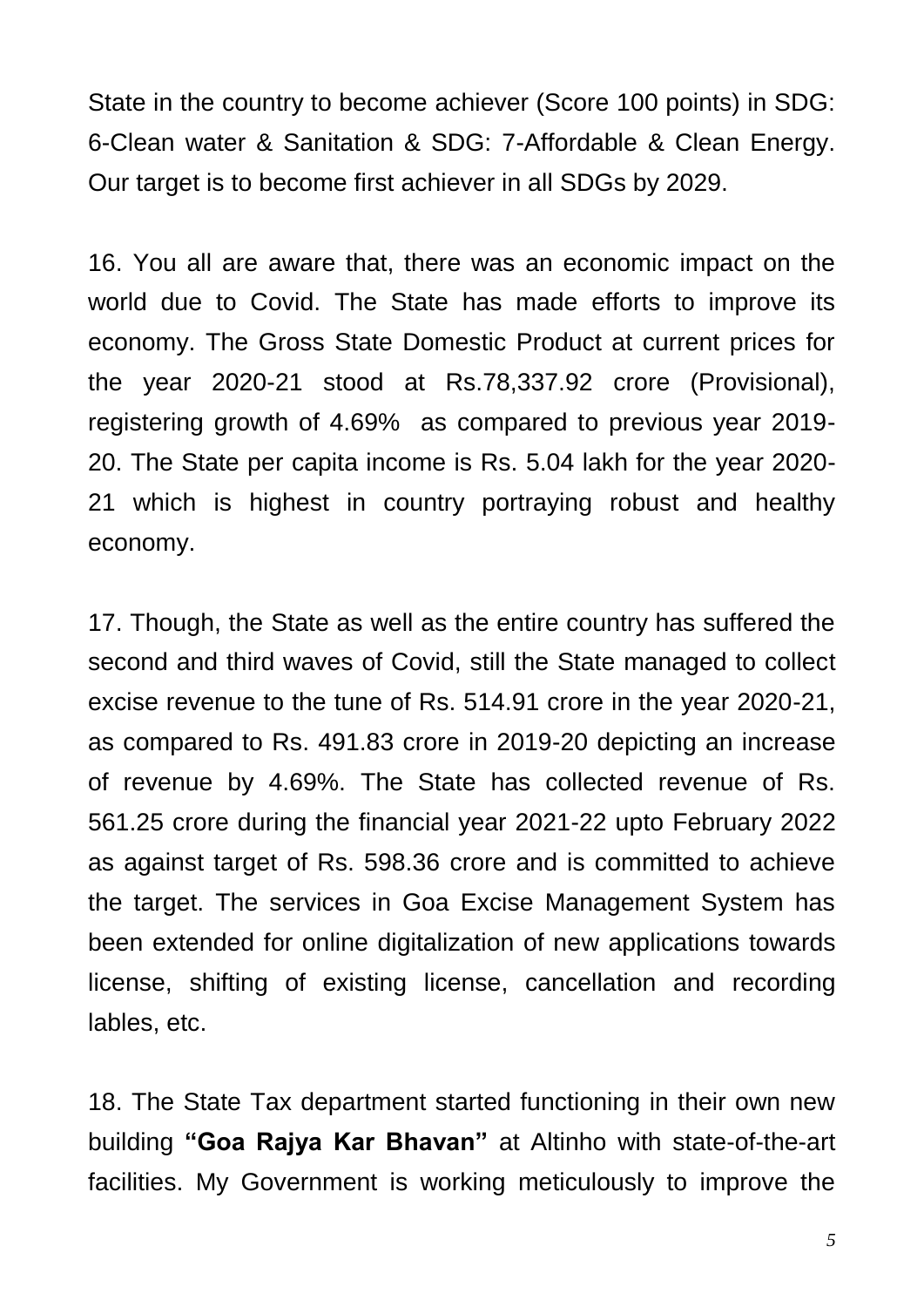State in the country to become achiever (Score 100 points) in SDG: 6-Clean water & Sanitation & SDG: 7-Affordable & Clean Energy. Our target is to become first achiever in all SDGs by 2029.

16. You all are aware that, there was an economic impact on the world due to Covid. The State has made efforts to improve its economy. The Gross State Domestic Product at current prices for the year 2020-21 stood at Rs.78,337.92 crore (Provisional), registering growth of 4.69% as compared to previous year 2019-20. The State per capita income is Rs. 5.04 lakh for the year 2020-21 which is highest in country portraying robust and healthy economy.

17. Though, the State as well as the entire country has suffered the second and third waves of Covid, still the State managed to collect excise revenue to the tune of Rs. 514.91 crore in the year 2020-21, as compared to Rs. 491.83 crore in 2019-20 depicting an increase of revenue by 4.69%. The State has collected revenue of Rs. 561.25 crore during the financial year 2021-22 upto February 2022 as against target of Rs. 598.36 crore and is committed to achieve the target. The services in Goa Excise Management System has been extended for online digitalization of new applications towards license, shifting of existing license, cancellation and recording lables, etc.

18. The State Tax department started functioning in their own new building **"Goa Rajya Kar Bhavan"** at Altinho with state-of-the-art facilities. My Government is working meticulously to improve the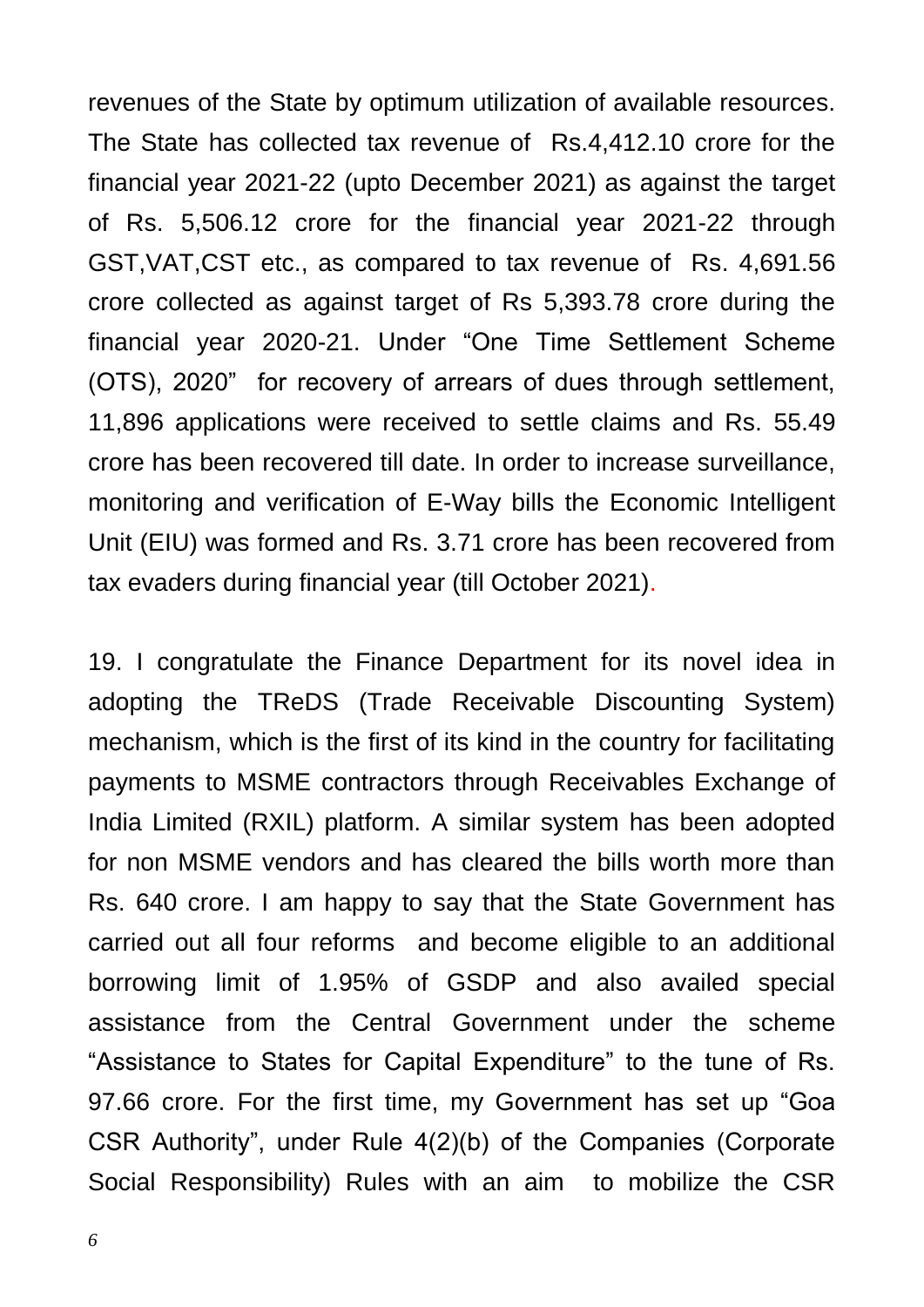revenues of the State by optimum utilization of available resources. The State has collected tax revenue of Rs.4,412.10 crore for the financial year 2021-22 (upto December 2021) as against the target of Rs. 5,506.12 crore for the financial year 2021-22 through GST,VAT,CST etc., as compared to tax revenue of Rs. 4,691.56 crore collected as against target of Rs 5,393.78 crore during the financial year 2020-21. Under "One Time Settlement Scheme (OTS), 2020" for recovery of arrears of dues through settlement, 11,896 applications were received to settle claims and Rs. 55.49 crore has been recovered till date. In order to increase surveillance, monitoring and verification of E-Way bills the Economic Intelligent Unit (EIU) was formed and Rs. 3.71 crore has been recovered from tax evaders during financial year (till October 2021).

19. I congratulate the Finance Department for its novel idea in adopting the TReDS (Trade Receivable Discounting System) mechanism, which is the first of its kind in the country for facilitating payments to MSME contractors through Receivables Exchange of India Limited (RXIL) platform. A similar system has been adopted for non MSME vendors and has cleared the bills worth more than Rs. 640 crore. I am happy to say that the State Government has carried out all four reforms and become eligible to an additional borrowing limit of 1.95% of GSDP and also availed special assistance from the Central Government under the scheme "Assistance to States for Capital Expenditure" to the tune of Rs. 97.66 crore. For the first time, my Government has set up "Goa CSR Authority", under Rule 4(2)(b) of the Companies (Corporate Social Responsibility) Rules with an aim to mobilize the CSR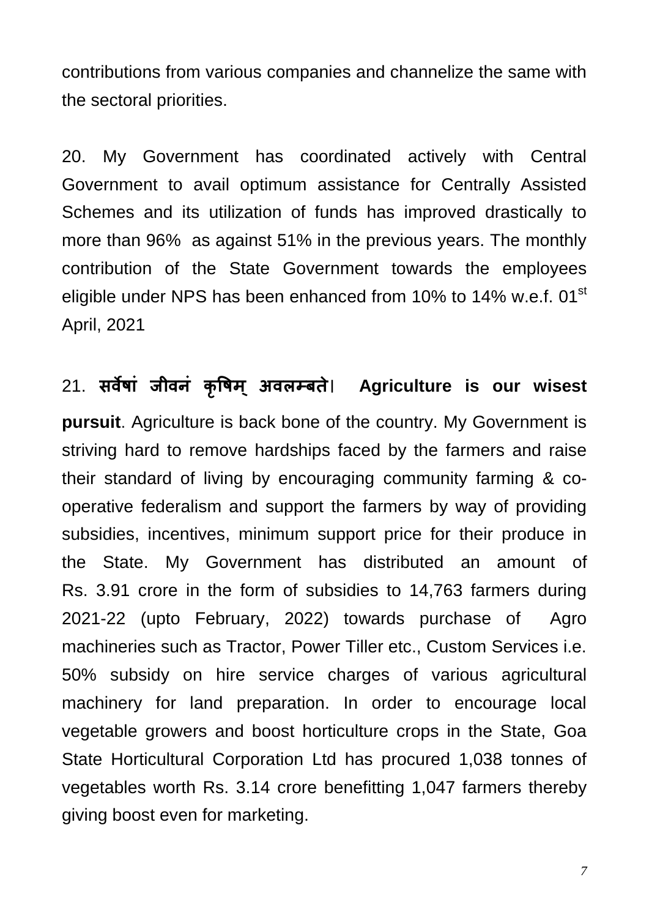contributions from various companies and channelize the same with the sectoral priorities.

20. My Government has coordinated actively with Central Government to avail optimum assistance for Centrally Assisted Schemes and its utilization of funds has improved drastically to more than 96% as against 51% in the previous years. The monthly contribution of the State Government towards the employees eligible under NPS has been enhanced from 10% to 14% w.e.f. 01st April, 2021

21. **सर्वेषां जीवनं कृषिम् अवलम्बते। Agriculture is our wisest pursuit**. Agriculture is back bone of the country. My Government is striving hard to remove hardships faced by the farmers and raise their standard of living by encouraging community farming & co-operative federalism and support the farmers by way of providing subsidies, incentives, minimum support price for their produce in the State. My Government has distributed an amount of Rs. 3.91 crore in the form of subsidies to 14,763 farmers during 2021-22 (upto February, 2022) towards purchase of Agro machineries such as Tractor, Power Tiller etc., Custom Services i.e. 50% subsidy on hire service charges of various agricultural machinery for land preparation. In order to encourage local vegetable growers and boost horticulture crops in the State, Goa State Horticultural Corporation Ltd has procured 1,038 tonnes of vegetables worth Rs. 3.14 crore benefitting 1,047 farmers thereby giving boost even for marketing.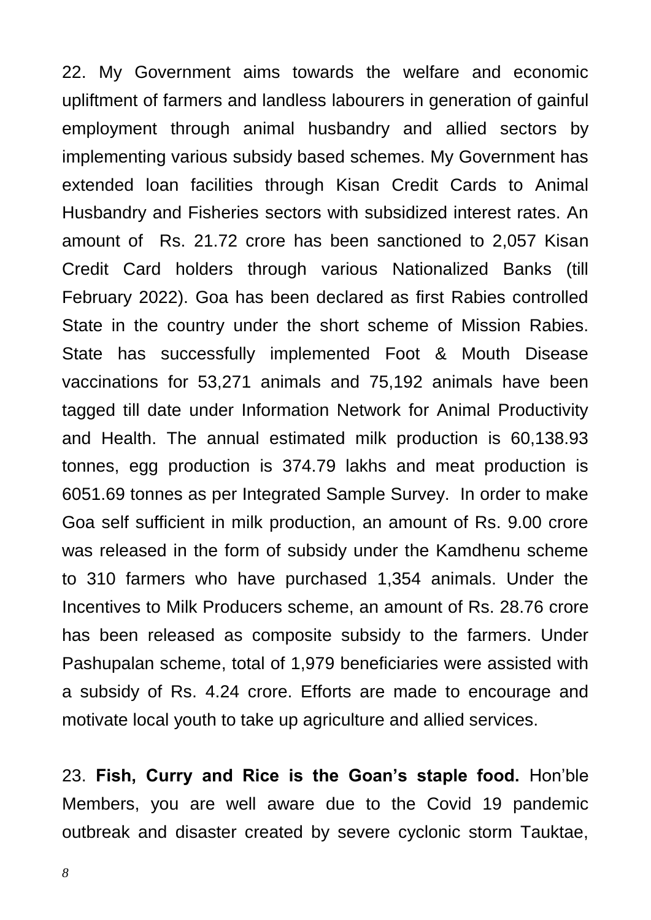22. My Government aims towards the welfare and economic upliftment of farmers and landless labourers in generation of gainful employment through animal husbandry and allied sectors by implementing various subsidy based schemes. My Government has extended loan facilities through Kisan Credit Cards to Animal Husbandry and Fisheries sectors with subsidized interest rates. An amount of Rs. 21.72 crore has been sanctioned to 2,057 Kisan Credit Card holders through various Nationalized Banks (till February 2022). Goa has been declared as first Rabies controlled State in the country under the short scheme of Mission Rabies. State has successfully implemented Foot & Mouth Disease vaccinations for 53,271 animals and 75,192 animals have been tagged till date under Information Network for Animal Productivity and Health. The annual estimated milk production is 60,138.93 tonnes, egg production is 374.79 lakhs and meat production is 6051.69 tonnes as per Integrated Sample Survey. In order to make Goa self sufficient in milk production, an amount of Rs. 9.00 crore was released in the form of subsidy under the Kamdhenu scheme to 310 farmers who have purchased 1,354 animals. Under the Incentives to Milk Producers scheme, an amount of Rs. 28.76 crore has been released as composite subsidy to the farmers. Under Pashupalan scheme, total of 1,979 beneficiaries were assisted with a subsidy of Rs. 4.24 crore. Efforts are made to encourage and motivate local youth to take up agriculture and allied services.

23. **Fish, Curry and Rice is the Goan's staple food.** Hon'ble Members, you are well aware due to the Covid 19 pandemic outbreak and disaster created by severe cyclonic storm Tauktae,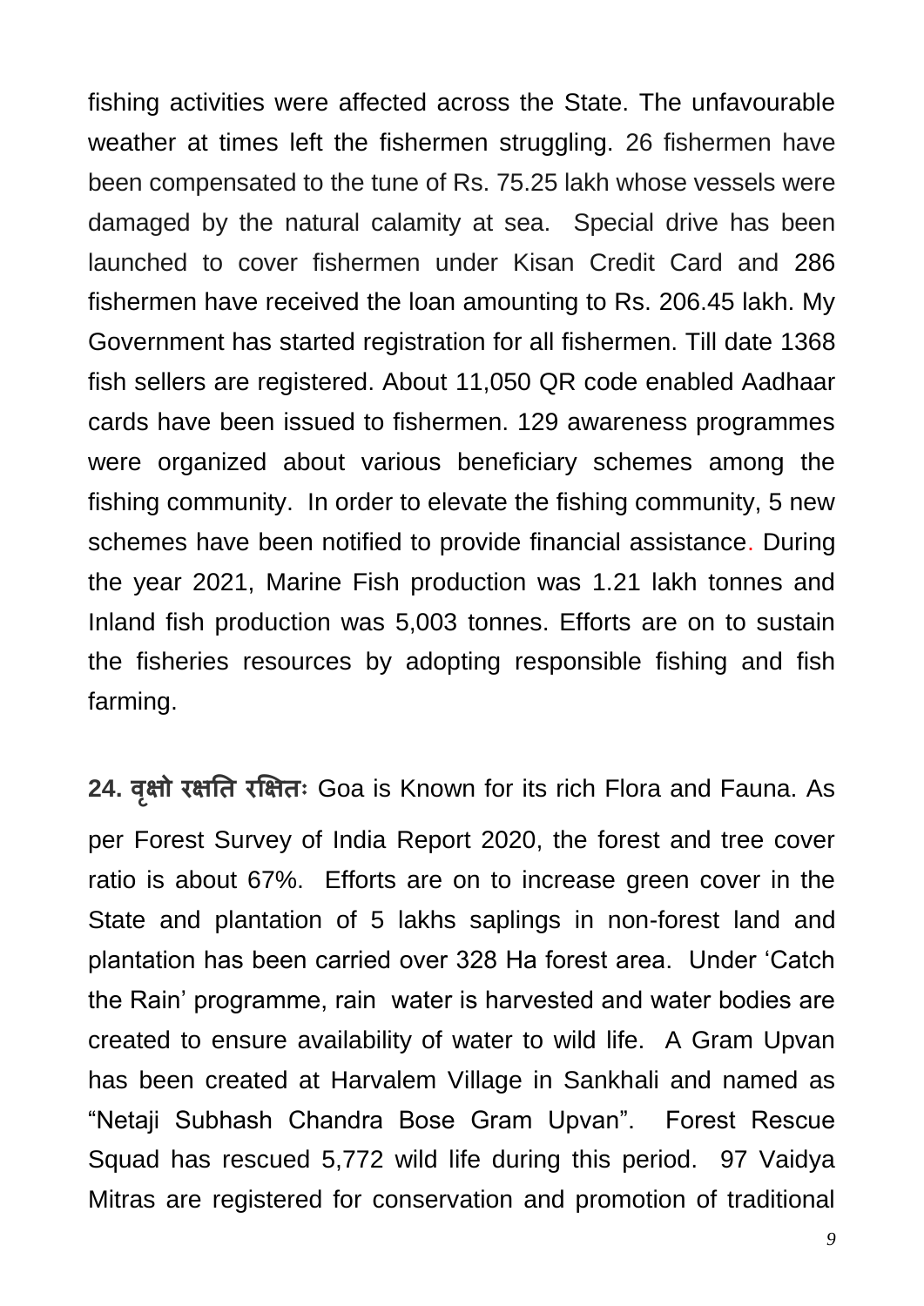fishing activities were affected across the State. The unfavourable weather at times left the fishermen struggling. 26 fishermen have been compensated to the tune of Rs. 75.25 lakh whose vessels were damaged by the natural calamity at sea. Special drive has been launched to cover fishermen under Kisan Credit Card and 286 fishermen have received the loan amounting to Rs. 206.45 lakh. My Government has started registration for all fishermen. Till date 1368 fish sellers are registered. About 11,050 QR code enabled Aadhaar cards have been issued to fishermen. 129 awareness programmes were organized about various beneficiary schemes among the fishing community. In order to elevate the fishing community, 5 new schemes have been notified to provide financial assistance. During the year 2021, Marine Fish production was 1.21 lakh tonnes and Inland fish production was 5,003 tonnes. Efforts are on to sustain the fisheries resources by adopting responsible fishing and fish farming.

**24. वृक्षो रक्षति रक्षितः** Goa is Known for its rich Flora and Fauna. As per Forest Survey of India Report 2020, the forest and tree cover ratio is about 67%. Efforts are on to increase green cover in the State and plantation of 5 lakhs saplings in non-forest land and plantation has been carried over 328 Ha forest area. Under 'Catch the Rain' programme, rain water is harvested and water bodies are created to ensure availability of water to wild life. A Gram Upvan has been created at Harvalem Village in Sankhali and named as "Netaji Subhash Chandra Bose Gram Upvan". Forest Rescue Squad has rescued 5,772 wild life during this period. 97 Vaidya Mitras are registered for conservation and promotion of traditional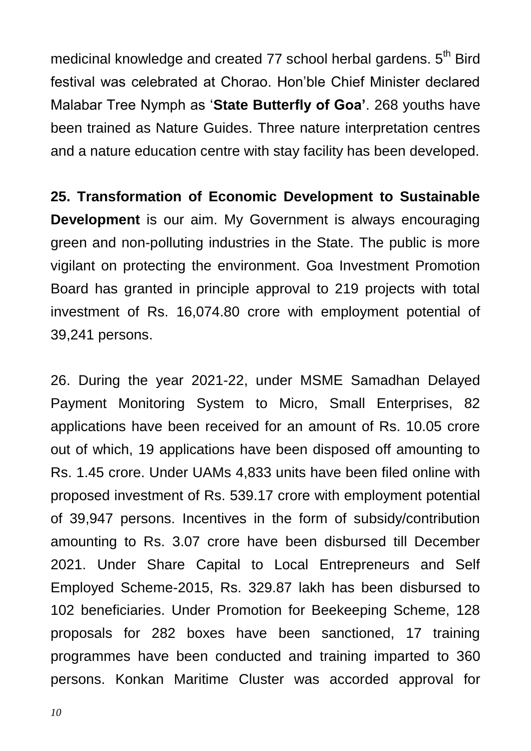medicinal knowledge and created 77 school herbal gardens. 5th Bird festival was celebrated at Chorao. Hon'ble Chief Minister declared Malabar Tree Nymph as '**State Butterfly of Goa'**. 268 youths have been trained as Nature Guides. Three nature interpretation centres and a nature education centre with stay facility has been developed.

**25. Transformation of Economic Development to Sustainable Development** is our aim. My Government is always encouraging green and non-polluting industries in the State. The public is more vigilant on protecting the environment. Goa Investment Promotion Board has granted in principle approval to 219 projects with total investment of Rs. 16,074.80 crore with employment potential of 39,241 persons.

26. During the year 2021-22, under MSME Samadhan Delayed Payment Monitoring System to Micro, Small Enterprises, 82 applications have been received for an amount of Rs. 10.05 crore out of which, 19 applications have been disposed off amounting to Rs. 1.45 crore. Under UAMs 4,833 units have been filed online with proposed investment of Rs. 539.17 crore with employment potential of 39,947 persons. Incentives in the form of subsidy/contribution amounting to Rs. 3.07 crore have been disbursed till December 2021. Under Share Capital to Local Entrepreneurs and Self Employed Scheme-2015, Rs. 329.87 lakh has been disbursed to 102 beneficiaries. Under Promotion for Beekeeping Scheme, 128 proposals for 282 boxes have been sanctioned, 17 training programmes have been conducted and training imparted to 360 persons. Konkan Maritime Cluster was accorded approval for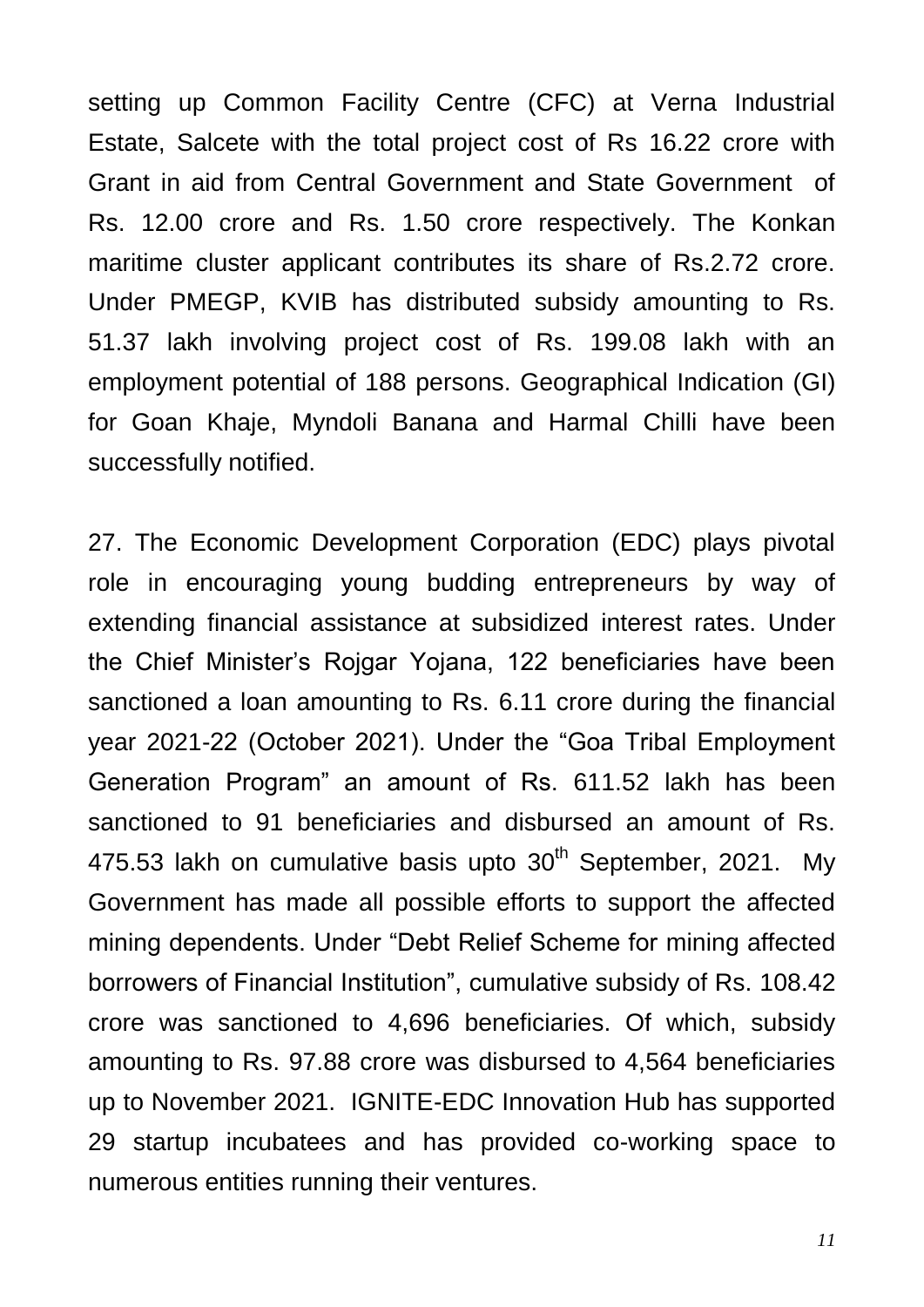setting up Common Facility Centre (CFC) at Verna Industrial Estate, Salcete with the total project cost of Rs 16.22 crore with Grant in aid from Central Government and State Government of Rs. 12.00 crore and Rs. 1.50 crore respectively. The Konkan maritime cluster applicant contributes its share of Rs.2.72 crore. Under PMEGP, KVIB has distributed subsidy amounting to Rs. 51.37 lakh involving project cost of Rs. 199.08 lakh with an employment potential of 188 persons. Geographical Indication (GI) for Goan Khaje, Myndoli Banana and Harmal Chilli have been successfully notified.

27. The Economic Development Corporation (EDC) plays pivotal role in encouraging young budding entrepreneurs by way of extending financial assistance at subsidized interest rates. Under the Chief Minister's Rojgar Yojana, 122 beneficiaries have been sanctioned a loan amounting to Rs. 6.11 crore during the financial year 2021-22 (October 2021). Under the "Goa Tribal Employment Generation Program" an amount of Rs. 611.52 lakh has been sanctioned to 91 beneficiaries and disbursed an amount of Rs. 475.53 lakh on cumulative basis upto 30th September, 2021. My Government has made all possible efforts to support the affected mining dependents. Under "Debt Relief Scheme for mining affected borrowers of Financial Institution", cumulative subsidy of Rs. 108.42 crore was sanctioned to 4,696 beneficiaries. Of which, subsidy amounting to Rs. 97.88 crore was disbursed to 4,564 beneficiaries up to November 2021. IGNITE-EDC Innovation Hub has supported 29 startup incubatees and has provided co-working space to numerous entities running their ventures.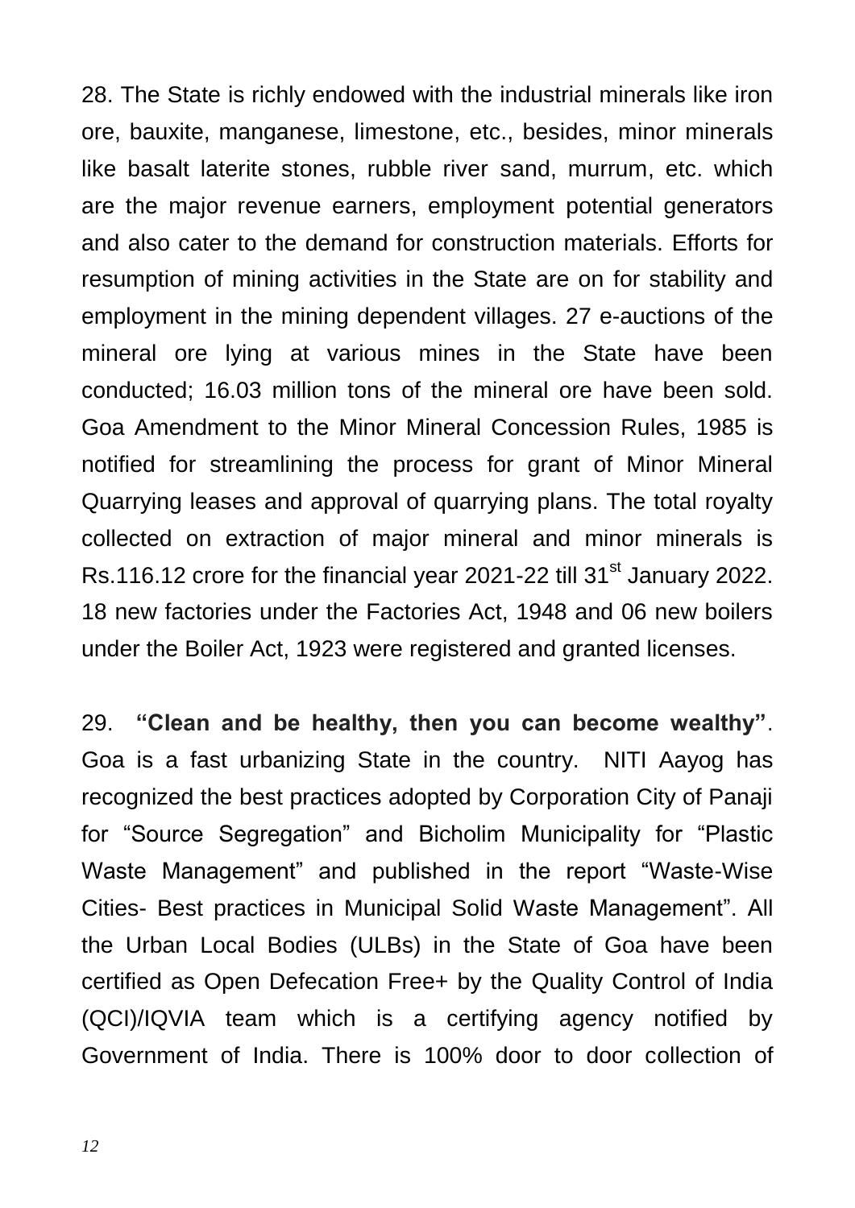28. The State is richly endowed with the industrial minerals like iron ore, bauxite, manganese, limestone, etc., besides, minor minerals like basalt laterite stones, rubble river sand, murrum, etc. which are the major revenue earners, employment potential generators and also cater to the demand for construction materials. Efforts for resumption of mining activities in the State are on for stability and employment in the mining dependent villages. 27 e-auctions of the mineral ore lying at various mines in the State have been conducted; 16.03 million tons of the mineral ore have been sold. Goa Amendment to the Minor Mineral Concession Rules, 1985 is notified for streamlining the process for grant of Minor Mineral Quarrying leases and approval of quarrying plans. The total royalty collected on extraction of major mineral and minor minerals is Rs.116.12 crore for the financial year 2021-22 till 31st January 2022. 18 new factories under the Factories Act, 1948 and 06 new boilers under the Boiler Act, 1923 were registered and granted licenses.

29. **"Clean and be healthy, then you can become wealthy"**. Goa is a fast urbanizing State in the country. NITI Aayog has recognized the best practices adopted by Corporation City of Panaji for "Source Segregation" and Bicholim Municipality for "Plastic Waste Management" and published in the report "Waste-Wise Cities- Best practices in Municipal Solid Waste Management". All the Urban Local Bodies (ULBs) in the State of Goa have been certified as Open Defecation Free+ by the Quality Control of India (QCI)/IQVIA team which is a certifying agency notified by Government of India. There is 100% door to door collection of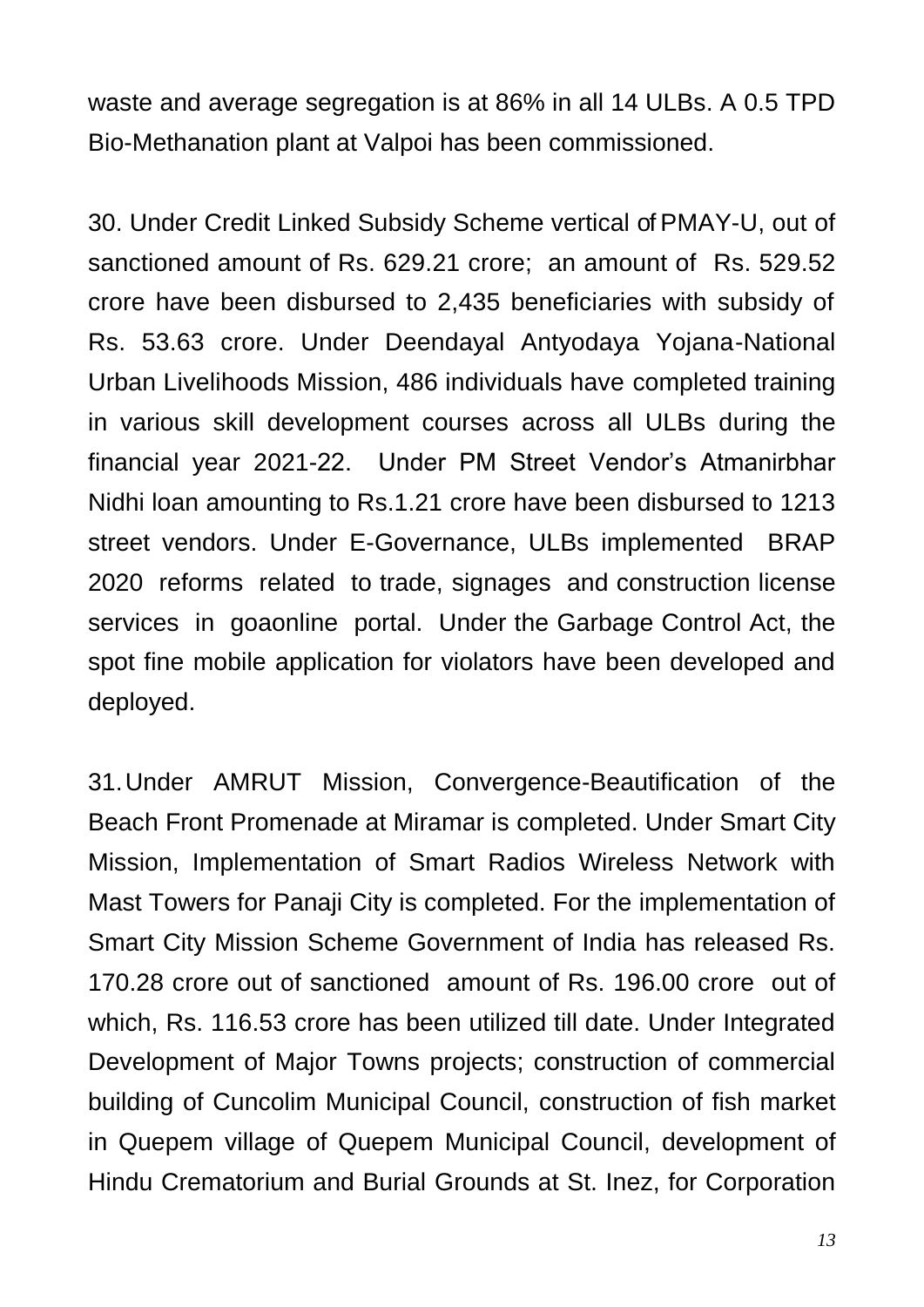waste and average segregation is at 86% in all 14 ULBs. A 0.5 TPD Bio-Methanation plant at Valpoi has been commissioned.

30. Under Credit Linked Subsidy Scheme vertical of PMAY-U, out of sanctioned amount of Rs. 629.21 crore; an amount of Rs. 529.52 crore have been disbursed to 2,435 beneficiaries with subsidy of Rs. 53.63 crore. Under Deendayal Antyodaya Yojana-National Urban Livelihoods Mission, 486 individuals have completed training in various skill development courses across all ULBs during the financial year 2021-22. Under PM Street Vendor's Atmanirbhar Nidhi loan amounting to Rs.1.21 crore have been disbursed to 1213 street vendors. Under E-Governance, ULBs implemented BRAP 2020 reforms related to trade, signages and construction license services in goaonline portal. Under the Garbage Control Act, the spot fine mobile application for violators have been developed and deployed.

31. Under AMRUT Mission, Convergence-Beautification of the Beach Front Promenade at Miramar is completed. Under Smart City Mission, Implementation of Smart Radios Wireless Network with Mast Towers for Panaji City is completed. For the implementation of Smart City Mission Scheme Government of India has released Rs. 170.28 crore out of sanctioned amount of Rs. 196.00 crore out of which, Rs. 116.53 crore has been utilized till date. Under Integrated Development of Major Towns projects; construction of commercial building of Cuncolim Municipal Council, construction of fish market in Quepem village of Quepem Municipal Council, development of Hindu Crematorium and Burial Grounds at St. Inez, for Corporation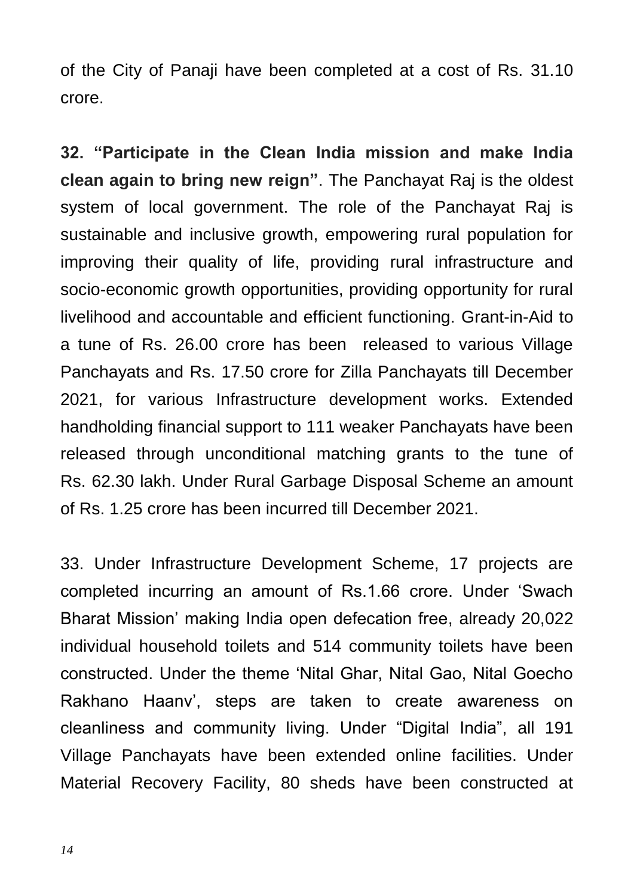of the City of Panaji have been completed at a cost of Rs. 31.10 crore.

**32. "Participate in the Clean India mission and make India clean again to bring new reign"**. The Panchayat Raj is the oldest system of local government. The role of the Panchayat Raj is sustainable and inclusive growth, empowering rural population for improving their quality of life, providing rural infrastructure and socio-economic growth opportunities, providing opportunity for rural livelihood and accountable and efficient functioning. Grant-in-Aid to a tune of Rs. 26.00 crore has been released to various Village Panchayats and Rs. 17.50 crore for Zilla Panchayats till December 2021, for various Infrastructure development works. Extended handholding financial support to 111 weaker Panchayats have been released through unconditional matching grants to the tune of Rs. 62.30 lakh. Under Rural Garbage Disposal Scheme an amount of Rs. 1.25 crore has been incurred till December 2021.

33. Under Infrastructure Development Scheme, 17 projects are completed incurring an amount of Rs.1.66 crore. Under 'Swach Bharat Mission' making India open defecation free, already 20,022 individual household toilets and 514 community toilets have been constructed. Under the theme 'Nital Ghar, Nital Gao, Nital Goecho Rakhano Haanv', steps are taken to create awareness on cleanliness and community living. Under "Digital India", all 191 Village Panchayats have been extended online facilities. Under Material Recovery Facility, 80 sheds have been constructed at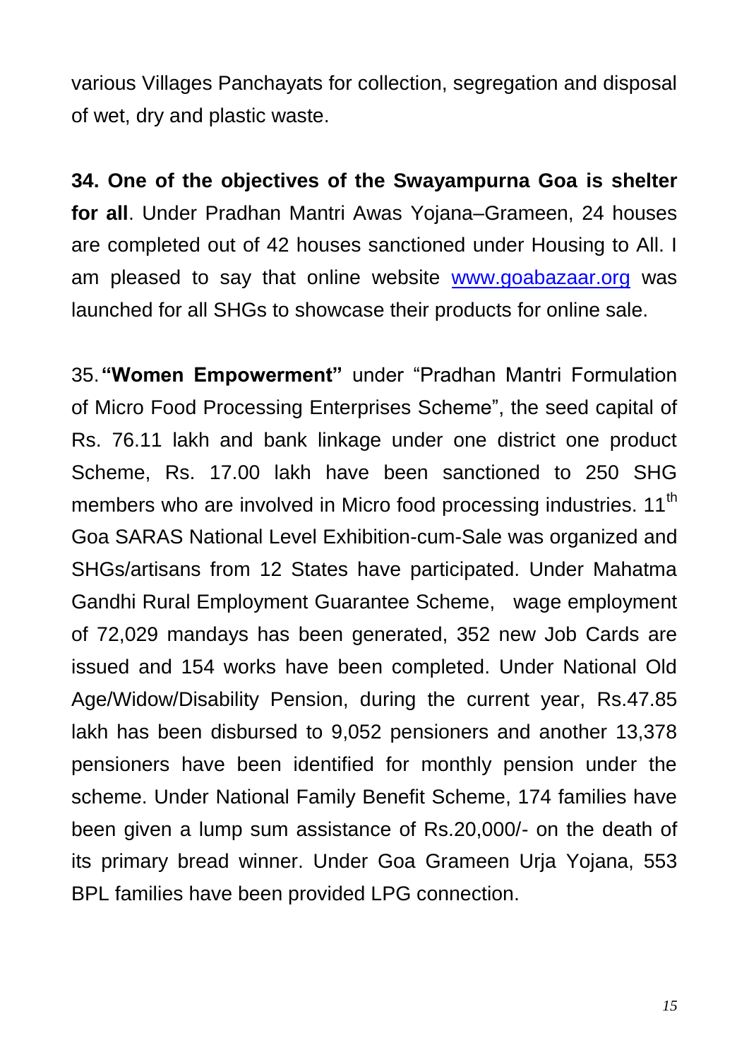various Villages Panchayats for collection, segregation and disposal of wet, dry and plastic waste.

**34. One of the objectives of the Swayampurna Goa is shelter for all**. Under Pradhan Mantri Awas Yojana–Grameen, 24 houses are completed out of 42 houses sanctioned under Housing to All. I am pleased to say that online website [www.goabazaar.org](www.goabazaar.org) was launched for all SHGs to showcase their products for online sale.

35. **"Women Empowerment"** under "Pradhan Mantri Formulation of Micro Food Processing Enterprises Scheme", the seed capital of Rs. 76.11 lakh and bank linkage under one district one product Scheme, Rs. 17.00 lakh have been sanctioned to 250 SHG members who are involved in Micro food processing industries. 11th Goa SARAS National Level Exhibition-cum-Sale was organized and SHGs/artisans from 12 States have participated. Under Mahatma Gandhi Rural Employment Guarantee Scheme, wage employment of 72,029 mandays has been generated, 352 new Job Cards are issued and 154 works have been completed. Under National Old Age/Widow/Disability Pension, during the current year, Rs.47.85 lakh has been disbursed to 9,052 pensioners and another 13,378 pensioners have been identified for monthly pension under the scheme. Under National Family Benefit Scheme, 174 families have been given a lump sum assistance of Rs.20,000/- on the death of its primary bread winner. Under Goa Grameen Urja Yojana, 553 BPL families have been provided LPG connection.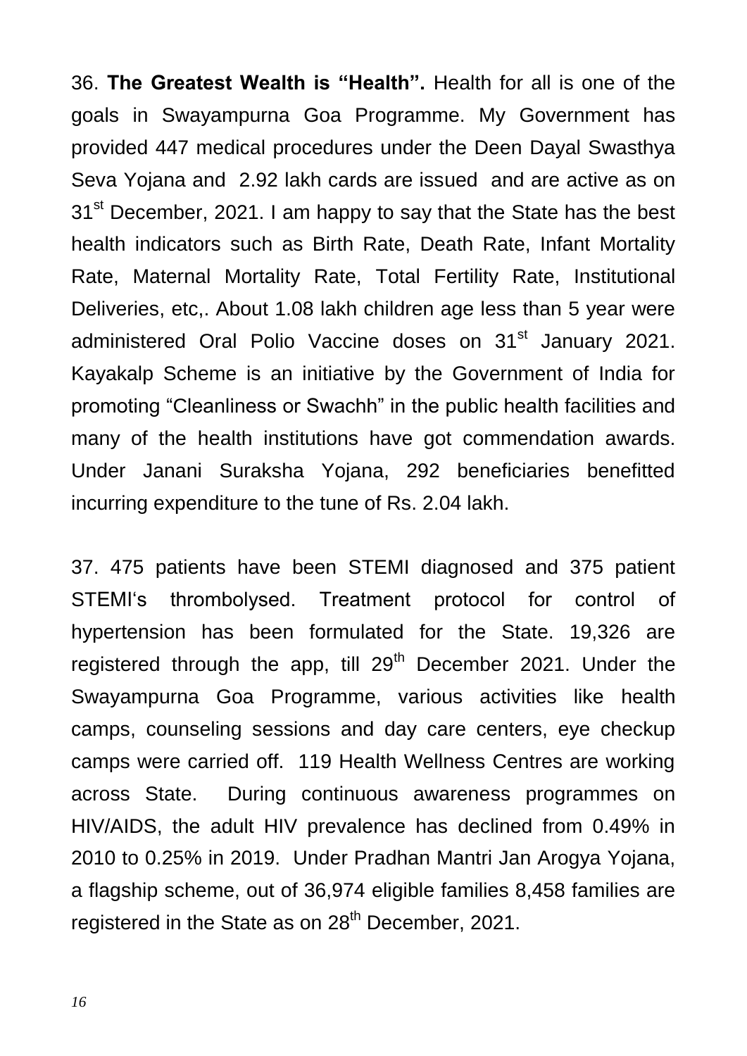36. **The Greatest Wealth is "Health".** Health for all is one of the goals in Swayampurna Goa Programme. My Government has provided 447 medical procedures under the Deen Dayal Swasthya Seva Yojana and 2.92 lakh cards are issued and are active as on 31st December, 2021. I am happy to say that the State has the best health indicators such as Birth Rate, Death Rate, Infant Mortality Rate, Maternal Mortality Rate, Total Fertility Rate, Institutional Deliveries, etc,. About 1.08 lakh children age less than 5 year were administered Oral Polio Vaccine doses on 31st January 2021. Kayakalp Scheme is an initiative by the Government of India for promoting "Cleanliness or Swachh" in the public health facilities and many of the health institutions have got commendation awards. Under Janani Suraksha Yojana, 292 beneficiaries benefitted incurring expenditure to the tune of Rs. 2.04 lakh.

37. 475 patients have been STEMI diagnosed and 375 patient STEMI's thrombolysed. Treatment protocol for control of hypertension has been formulated for the State. 19,326 are registered through the app, till 29th December 2021. Under the Swayampurna Goa Programme, various activities like health camps, counseling sessions and day care centers, eye checkup camps were carried off. 119 Health Wellness Centres are working across State. During continuous awareness programmes on HIV/AIDS, the adult HIV prevalence has declined from 0.49% in 2010 to 0.25% in 2019. Under Pradhan Mantri Jan Arogya Yojana, a flagship scheme, out of 36,974 eligible families 8,458 families are registered in the State as on 28th December, 2021.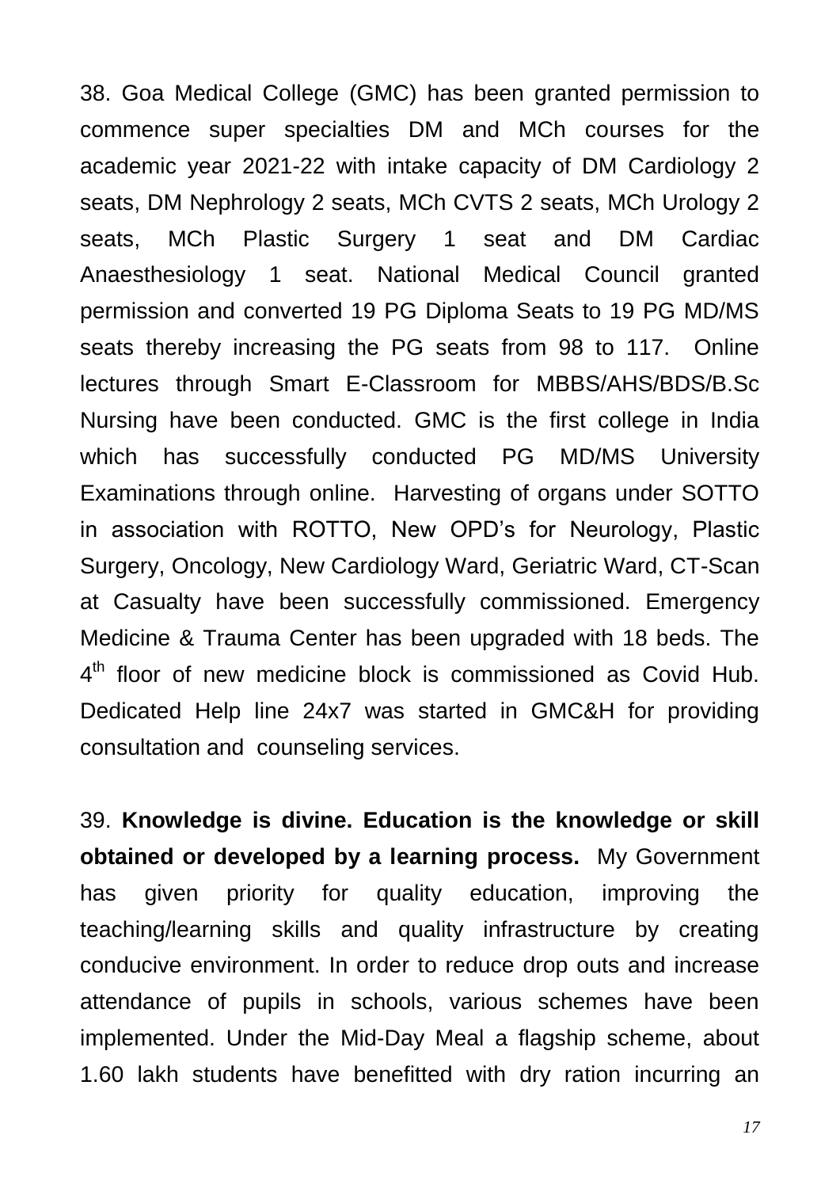38. Goa Medical College (GMC) has been granted permission to commence super specialties DM and MCh courses for the academic year 2021-22 with intake capacity of DM Cardiology 2 seats, DM Nephrology 2 seats, MCh CVTS 2 seats, MCh Urology 2 seats, MCh Plastic Surgery 1 seat and DM Cardiac Anaesthesiology 1 seat. National Medical Council granted permission and converted 19 PG Diploma Seats to 19 PG MD/MS seats thereby increasing the PG seats from 98 to 117. Online lectures through Smart E-Classroom for MBBS/AHS/BDS/B.Sc Nursing have been conducted. GMC is the first college in India which has successfully conducted PG MD/MS University Examinations through online. Harvesting of organs under SOTTO in association with ROTTO, New OPD's for Neurology, Plastic Surgery, Oncology, New Cardiology Ward, Geriatric Ward, CT-Scan at Casualty have been successfully commissioned. Emergency Medicine & Trauma Center has been upgraded with 18 beds. The 4$^{th}$ floor of new medicine block is commissioned as Covid Hub. Dedicated Help line 24x7 was started in GMC&H for providing consultation and counseling services.

39. **Knowledge is divine. Education is the knowledge or skill obtained or developed by a learning process.** My Government has given priority for quality education, improving the teaching/learning skills and quality infrastructure by creating conducive environment. In order to reduce drop outs and increase attendance of pupils in schools, various schemes have been implemented. Under the Mid-Day Meal a flagship scheme, about 1.60 lakh students have benefitted with dry ration incurring an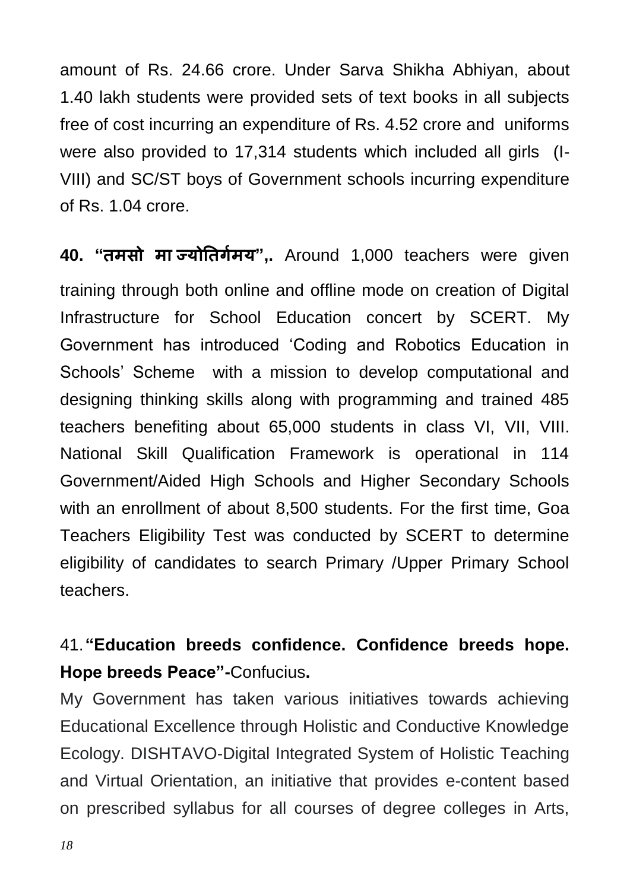amount of Rs. 24.66 crore. Under Sarva Shikha Abhiyan, about 1.40 lakh students were provided sets of text books in all subjects free of cost incurring an expenditure of Rs. 4.52 crore and uniforms were also provided to 17,314 students which included all girls (I-VIII) and SC/ST boys of Government schools incurring expenditure of Rs. 1.04 crore.

**40. "तमसो मा ज्योतिर्गमय",.** Around 1,000 teachers were given training through both online and offline mode on creation of Digital Infrastructure for School Education concert by SCERT. My Government has introduced 'Coding and Robotics Education in Schools' Scheme with a mission to develop computational and designing thinking skills along with programming and trained 485 teachers benefiting about 65,000 students in class VI, VII, VIII. National Skill Qualification Framework is operational in 114 Government/Aided High Schools and Higher Secondary Schools with an enrollment of about 8,500 students. For the first time, Goa Teachers Eligibility Test was conducted by SCERT to determine eligibility of candidates to search Primary /Upper Primary School teachers.

41. **"Education breeds confidence. Confidence breeds hope. Hope breeds Peace"-**Confucius**.**

My Government has taken various initiatives towards achieving Educational Excellence through Holistic and Conductive Knowledge Ecology. DISHTAVO-Digital Integrated System of Holistic Teaching and Virtual Orientation, an initiative that provides e-content based on prescribed syllabus for all courses of degree colleges in Arts,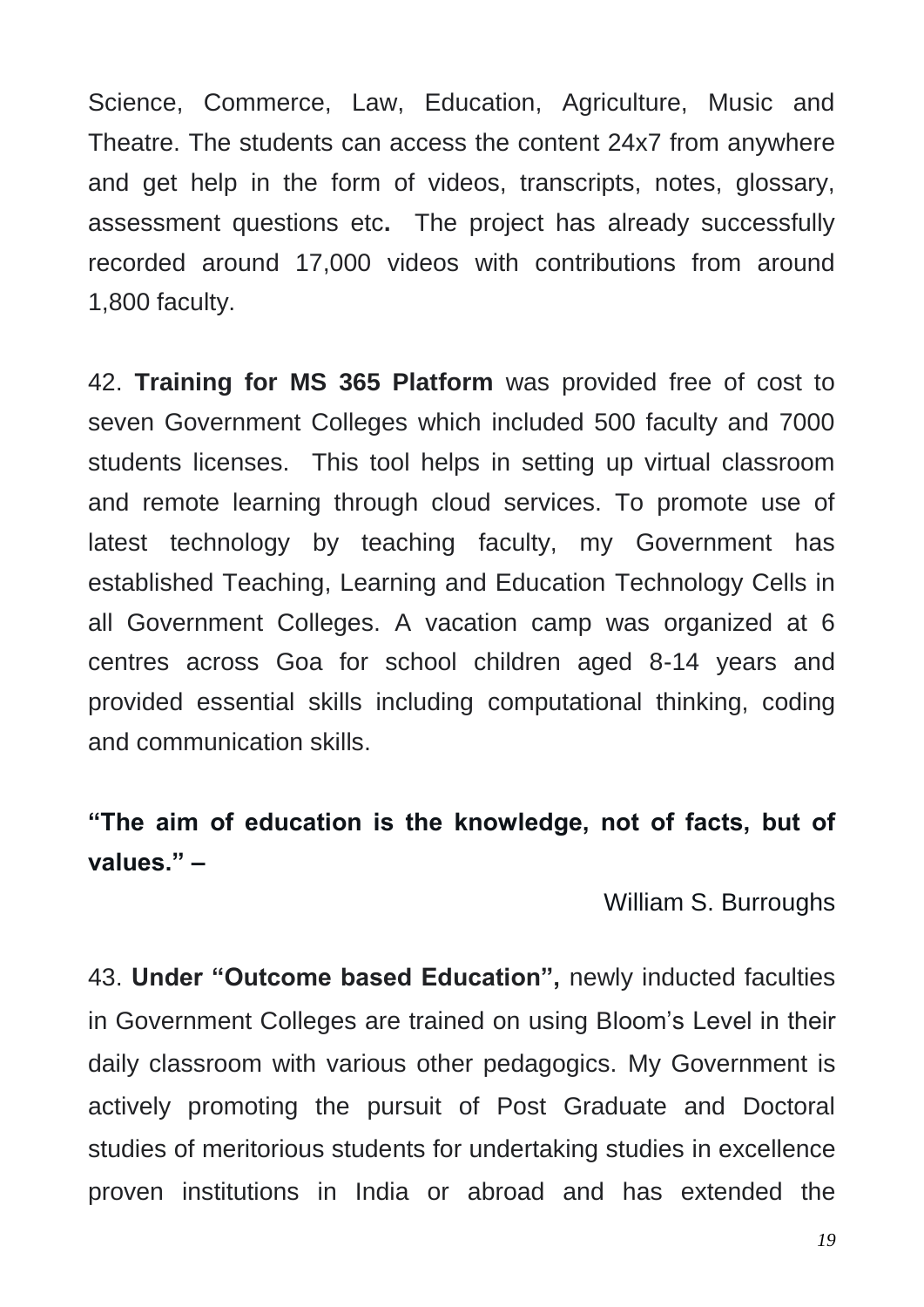Science, Commerce, Law, Education, Agriculture, Music and Theatre. The students can access the content 24x7 from anywhere and get help in the form of videos, transcripts, notes, glossary, assessment questions etc**.** The project has already successfully recorded around 17,000 videos with contributions from around 1,800 faculty.

42. **Training for MS 365 Platform** was provided free of cost to seven Government Colleges which included 500 faculty and 7000 students licenses. This tool helps in setting up virtual classroom and remote learning through cloud services. To promote use of latest technology by teaching faculty, my Government has established Teaching, Learning and Education Technology Cells in all Government Colleges. A vacation camp was organized at 6 centres across Goa for school children aged 8-14 years and provided essential skills including computational thinking, coding and communication skills.

**"The aim of education is the knowledge, not of facts, but of values." –**

William S. Burroughs

43. **Under "Outcome based Education",** newly inducted faculties in Government Colleges are trained on using Bloom's Level in their daily classroom with various other pedagogics. My Government is actively promoting the pursuit of Post Graduate and Doctoral studies of meritorious students for undertaking studies in excellence proven institutions in India or abroad and has extended the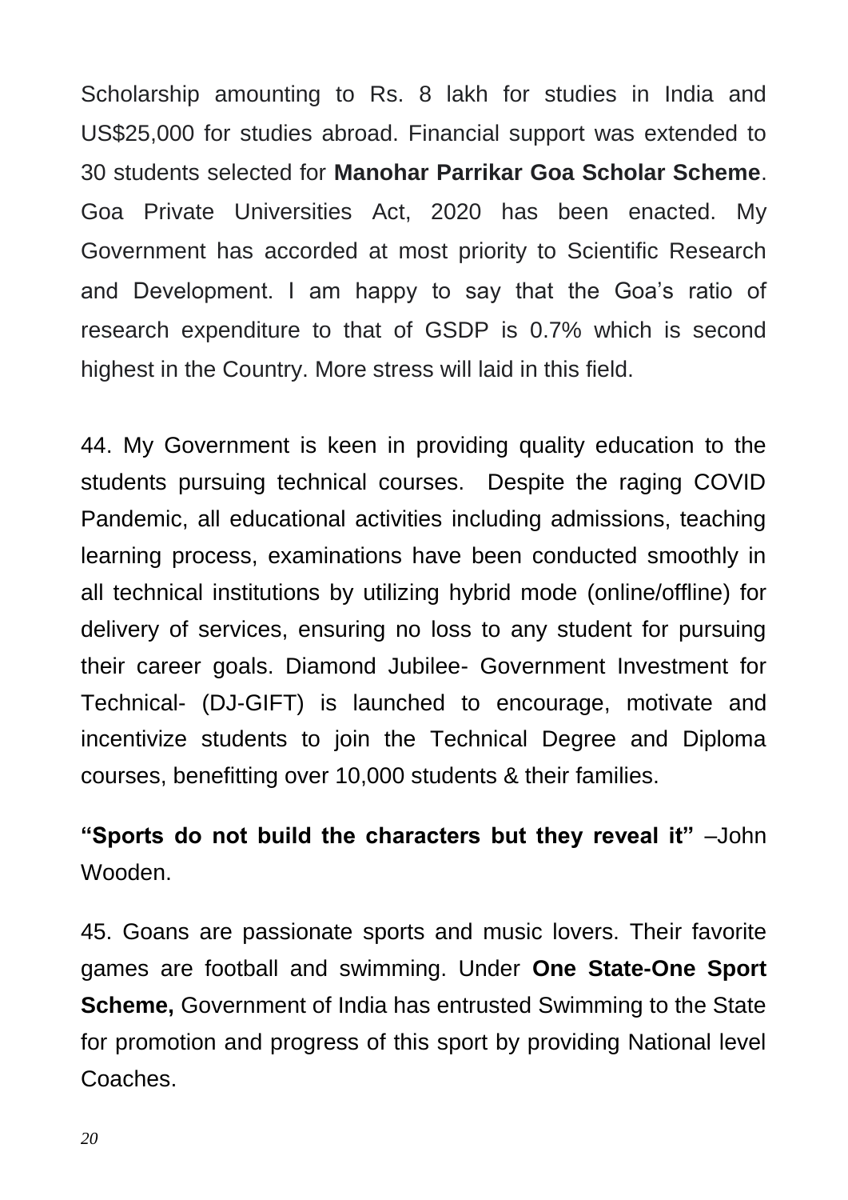Scholarship amounting to Rs. 8 lakh for studies in India and US$25,000 for studies abroad. Financial support was extended to 30 students selected for **Manohar Parrikar Goa Scholar Scheme**. Goa Private Universities Act, 2020 has been enacted. My Government has accorded at most priority to Scientific Research and Development. I am happy to say that the Goa's ratio of research expenditure to that of GSDP is 0.7% which is second highest in the Country. More stress will laid in this field.

44. My Government is keen in providing quality education to the students pursuing technical courses. Despite the raging COVID Pandemic, all educational activities including admissions, teaching learning process, examinations have been conducted smoothly in all technical institutions by utilizing hybrid mode (online/offline) for delivery of services, ensuring no loss to any student for pursuing their career goals. Diamond Jubilee- Government Investment for Technical- (DJ-GIFT) is launched to encourage, motivate and incentivize students to join the Technical Degree and Diploma courses, benefitting over 10,000 students & their families.

**"Sports do not build the characters but they reveal it"** –John Wooden.

45. Goans are passionate sports and music lovers. Their favorite games are football and swimming. Under **One State-One Sport Scheme,** Government of India has entrusted Swimming to the State for promotion and progress of this sport by providing National level Coaches.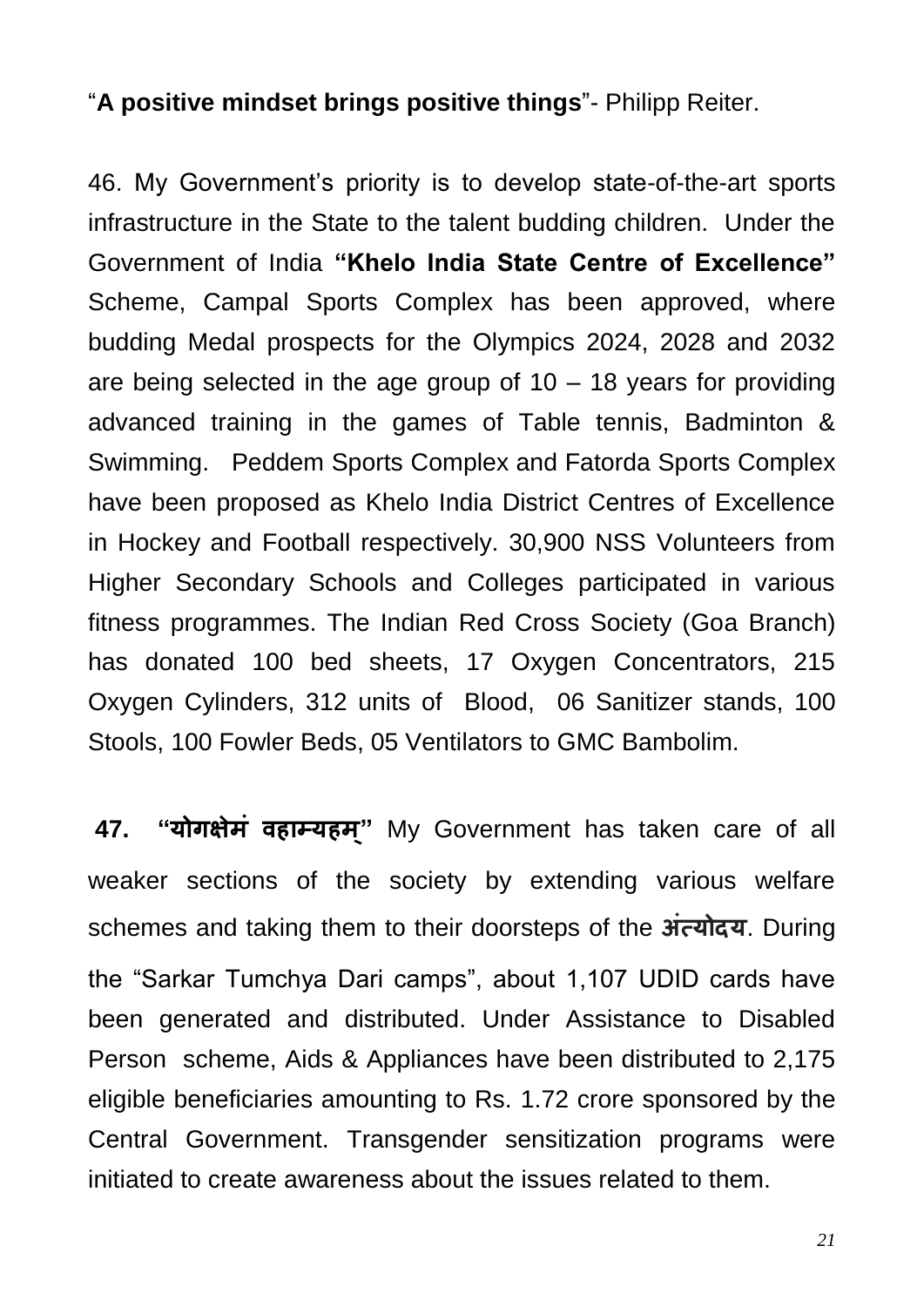"**A positive mindset brings positive things**"- Philipp Reiter.

46. My Government's priority is to develop state-of-the-art sports infrastructure in the State to the talent budding children. Under the Government of India **"Khelo India State Centre of Excellence"** Scheme, Campal Sports Complex has been approved, where budding Medal prospects for the Olympics 2024, 2028 and 2032 are being selected in the age group of 10 – 18 years for providing advanced training in the games of Table tennis, Badminton & Swimming. Peddem Sports Complex and Fatorda Sports Complex have been proposed as Khelo India District Centres of Excellence in Hockey and Football respectively. 30,900 NSS Volunteers from Higher Secondary Schools and Colleges participated in various fitness programmes. The Indian Red Cross Society (Goa Branch) has donated 100 bed sheets, 17 Oxygen Concentrators, 215 Oxygen Cylinders, 312 units of Blood, 06 Sanitizer stands, 100 Stools, 100 Fowler Beds, 05 Ventilators to GMC Bambolim.

**47. "योगक्षेमं वहाम्यहम्"** My Government has taken care of all weaker sections of the society by extending various welfare schemes and taking them to their doorsteps of the **अंत्योदय**. During the "Sarkar Tumchya Dari camps", about 1,107 UDID cards have been generated and distributed. Under Assistance to Disabled Person scheme, Aids & Appliances have been distributed to 2,175 eligible beneficiaries amounting to Rs. 1.72 crore sponsored by the Central Government. Transgender sensitization programs were initiated to create awareness about the issues related to them.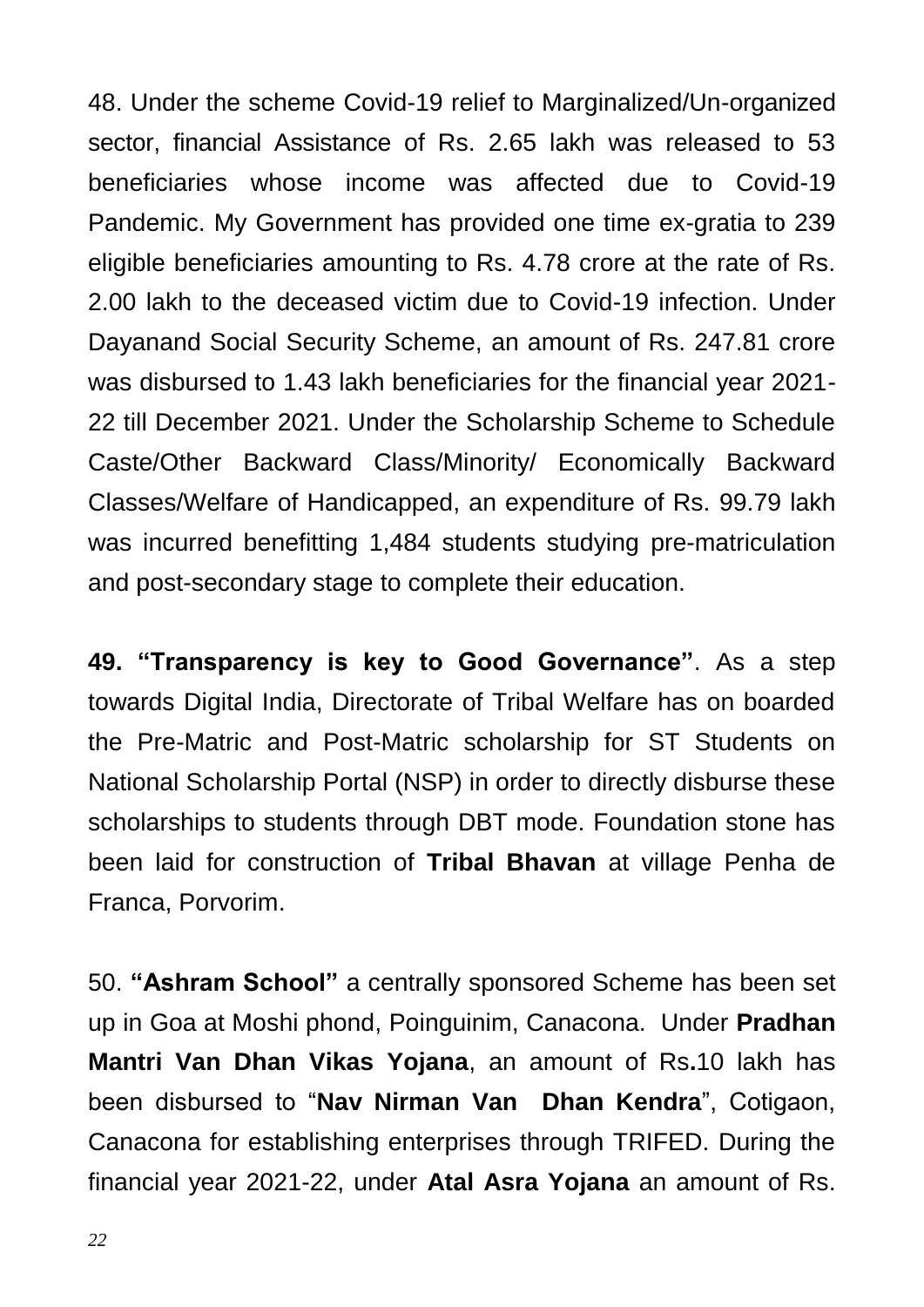48. Under the scheme Covid-19 relief to Marginalized/Un-organized sector, financial Assistance of Rs. 2.65 lakh was released to 53 beneficiaries whose income was affected due to Covid-19 Pandemic. My Government has provided one time ex-gratia to 239 eligible beneficiaries amounting to Rs. 4.78 crore at the rate of Rs. 2.00 lakh to the deceased victim due to Covid-19 infection. Under Dayanand Social Security Scheme, an amount of Rs. 247.81 crore was disbursed to 1.43 lakh beneficiaries for the financial year 2021-22 till December 2021. Under the Scholarship Scheme to Schedule Caste/Other Backward Class/Minority/ Economically Backward Classes/Welfare of Handicapped, an expenditure of Rs. 99.79 lakh was incurred benefitting 1,484 students studying pre-matriculation and post-secondary stage to complete their education.

**49. "Transparency is key to Good Governance"**. As a step towards Digital India, Directorate of Tribal Welfare has on boarded the Pre-Matric and Post-Matric scholarship for ST Students on National Scholarship Portal (NSP) in order to directly disburse these scholarships to students through DBT mode. Foundation stone has been laid for construction of **Tribal Bhavan** at village Penha de Franca, Porvorim.

50. **"Ashram School"** a centrally sponsored Scheme has been set up in Goa at Moshi phond, Poinguinim, Canacona. Under **Pradhan Mantri Van Dhan Vikas Yojana**, an amount of Rs**.**10 lakh has been disbursed to "**Nav Nirman Van Dhan Kendra**", Cotigaon, Canacona for establishing enterprises through TRIFED. During the financial year 2021-22, under **Atal Asra Yojana** an amount of Rs.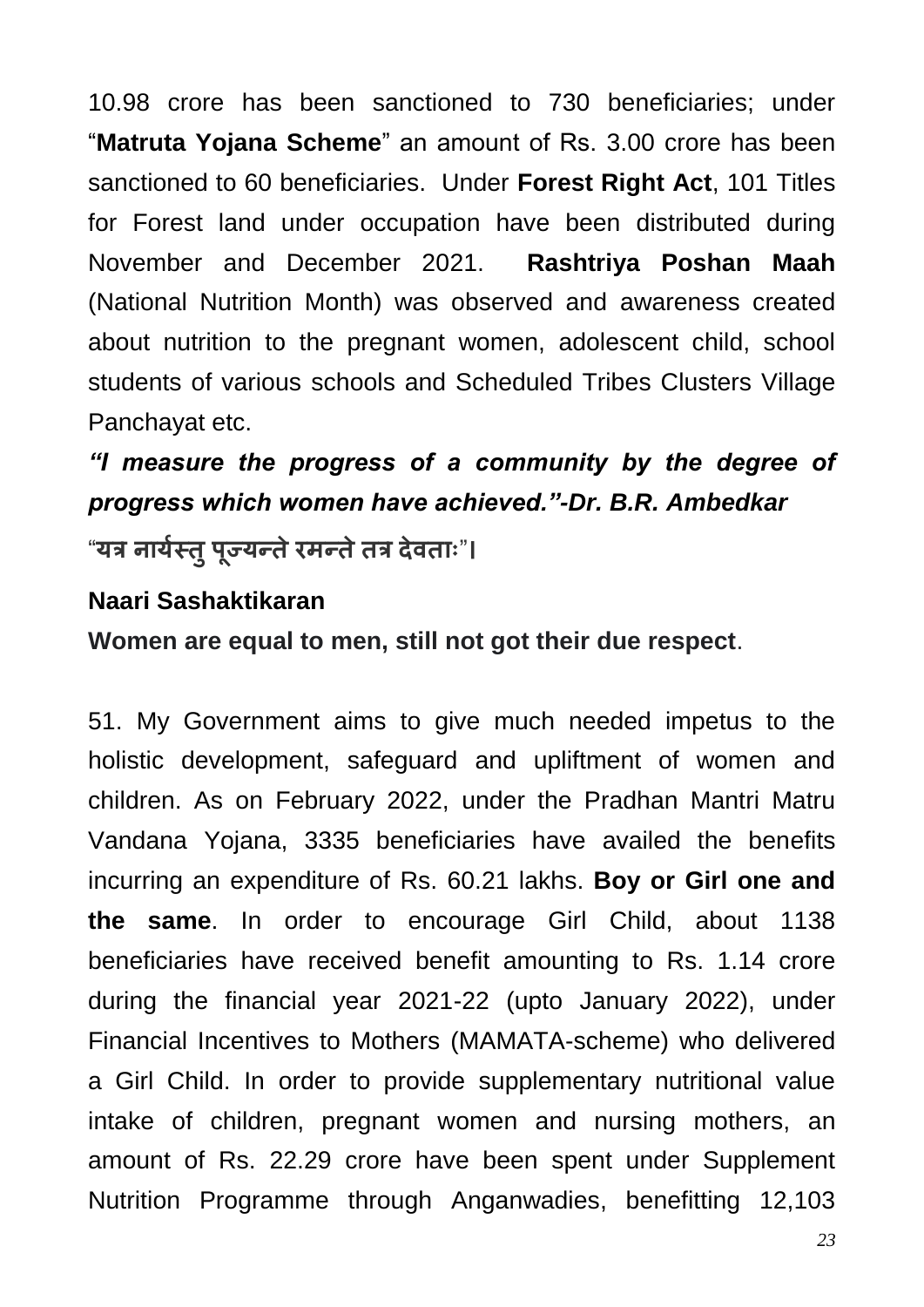10.98 crore has been sanctioned to 730 beneficiaries; under "**Matruta Yojana Scheme**" an amount of Rs. 3.00 crore has been sanctioned to 60 beneficiaries. Under **Forest Right Act**, 101 Titles for Forest land under occupation have been distributed during November and December 2021. **Rashtriya Poshan Maah** (National Nutrition Month) was observed and awareness created about nutrition to the pregnant women, adolescent child, school students of various schools and Scheduled Tribes Clusters Village Panchayat etc.

***"I measure the progress of a community by the degree of progress which women have achieved."-Dr. B.R. Ambedkar***

"**यत्र नार्यस्तु पूज्यन्ते रमन्ते तत्र देवताः**"।

**Naari Sashaktikaran**

**Women are equal to men, still not got their due respect**.

51. My Government aims to give much needed impetus to the holistic development, safeguard and upliftment of women and children. As on February 2022, under the Pradhan Mantri Matru Vandana Yojana, 3335 beneficiaries have availed the benefits incurring an expenditure of Rs. 60.21 lakhs. **Boy or Girl one and the same**. In order to encourage Girl Child, about 1138 beneficiaries have received benefit amounting to Rs. 1.14 crore during the financial year 2021-22 (upto January 2022), under Financial Incentives to Mothers (MAMATA-scheme) who delivered a Girl Child. In order to provide supplementary nutritional value intake of children, pregnant women and nursing mothers, an amount of Rs. 22.29 crore have been spent under Supplement Nutrition Programme through Anganwadies, benefitting 12,103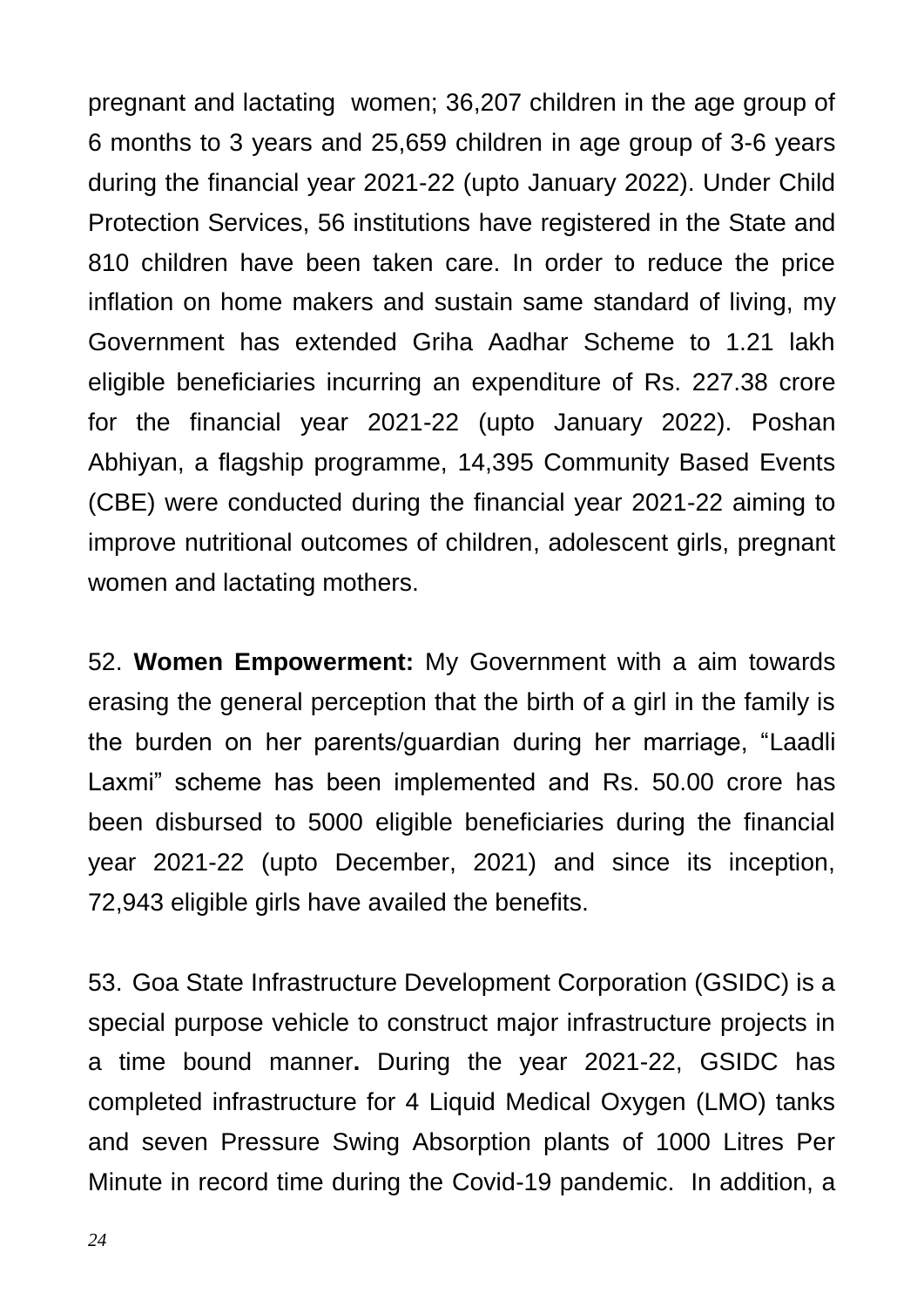pregnant and lactating women; 36,207 children in the age group of 6 months to 3 years and 25,659 children in age group of 3-6 years during the financial year 2021-22 (upto January 2022). Under Child Protection Services, 56 institutions have registered in the State and 810 children have been taken care. In order to reduce the price inflation on home makers and sustain same standard of living, my Government has extended Griha Aadhar Scheme to 1.21 lakh eligible beneficiaries incurring an expenditure of Rs. 227.38 crore for the financial year 2021-22 (upto January 2022). Poshan Abhiyan, a flagship programme, 14,395 Community Based Events (CBE) were conducted during the financial year 2021-22 aiming to improve nutritional outcomes of children, adolescent girls, pregnant women and lactating mothers.

52. **Women Empowerment:** My Government with a aim towards erasing the general perception that the birth of a girl in the family is the burden on her parents/guardian during her marriage, "Laadli Laxmi" scheme has been implemented and Rs. 50.00 crore has been disbursed to 5000 eligible beneficiaries during the financial year 2021-22 (upto December, 2021) and since its inception, 72,943 eligible girls have availed the benefits.

53. Goa State Infrastructure Development Corporation (GSIDC) is a special purpose vehicle to construct major infrastructure projects in a time bound manner**.** During the year 2021-22, GSIDC has completed infrastructure for 4 Liquid Medical Oxygen (LMO) tanks and seven Pressure Swing Absorption plants of 1000 Litres Per Minute in record time during the Covid-19 pandemic. In addition, a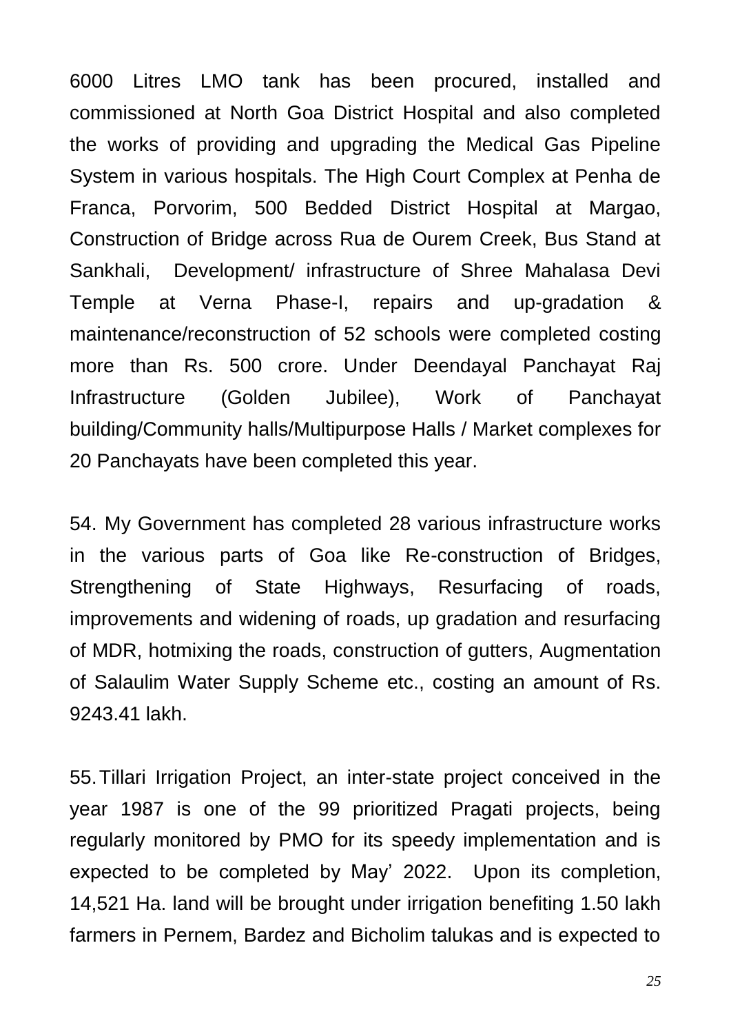6000 Litres LMO tank has been procured, installed and commissioned at North Goa District Hospital and also completed the works of providing and upgrading the Medical Gas Pipeline System in various hospitals. The High Court Complex at Penha de Franca, Porvorim, 500 Bedded District Hospital at Margao, Construction of Bridge across Rua de Ourem Creek, Bus Stand at Sankhali, Development/ infrastructure of Shree Mahalasa Devi Temple at Verna Phase-I, repairs and up-gradation & maintenance/reconstruction of 52 schools were completed costing more than Rs. 500 crore. Under Deendayal Panchayat Raj Infrastructure (Golden Jubilee), Work of Panchayat building/Community halls/Multipurpose Halls / Market complexes for 20 Panchayats have been completed this year.

54. My Government has completed 28 various infrastructure works in the various parts of Goa like Re-construction of Bridges, Strengthening of State Highways, Resurfacing of roads, improvements and widening of roads, up gradation and resurfacing of MDR, hotmixing the roads, construction of gutters, Augmentation of Salaulim Water Supply Scheme etc., costing an amount of Rs. 9243.41 lakh.

55. Tillari Irrigation Project, an inter-state project conceived in the year 1987 is one of the 99 prioritized Pragati projects, being regularly monitored by PMO for its speedy implementation and is expected to be completed by May' 2022. Upon its completion, 14,521 Ha. land will be brought under irrigation benefiting 1.50 lakh farmers in Pernem, Bardez and Bicholim talukas and is expected to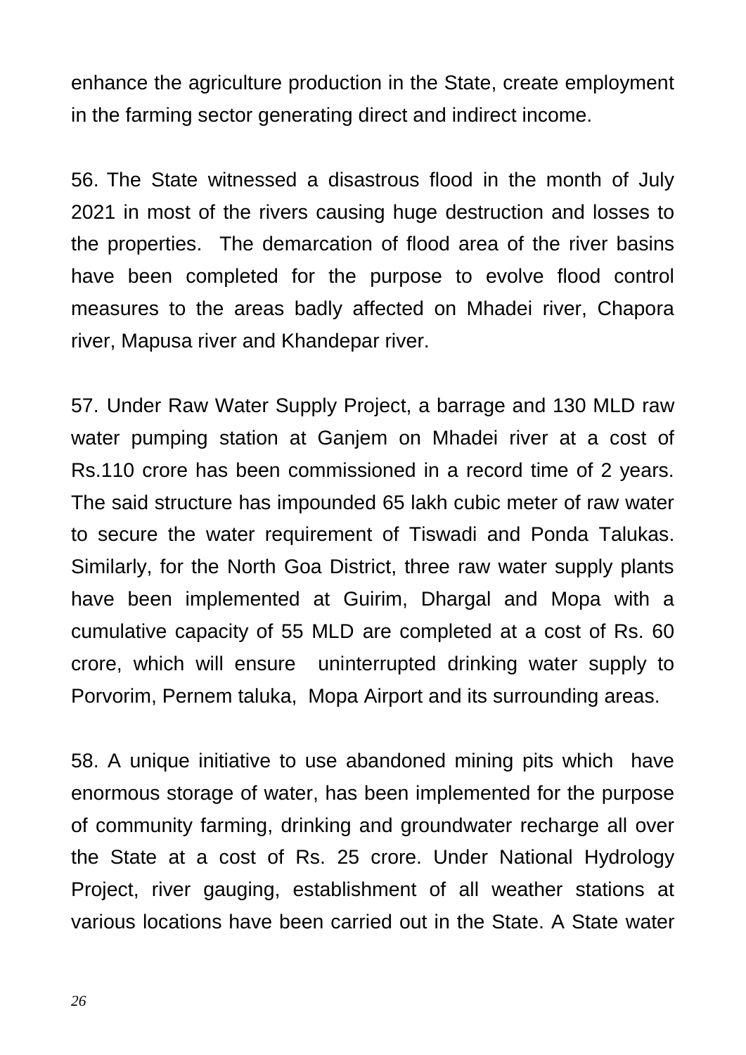enhance the agriculture production in the State, create employment in the farming sector generating direct and indirect income.

56. The State witnessed a disastrous flood in the month of July 2021 in most of the rivers causing huge destruction and losses to the properties. The demarcation of flood area of the river basins have been completed for the purpose to evolve flood control measures to the areas badly affected on Mhadei river, Chapora river, Mapusa river and Khandepar river.

57. Under Raw Water Supply Project, a barrage and 130 MLD raw water pumping station at Ganjem on Mhadei river at a cost of Rs.110 crore has been commissioned in a record time of 2 years. The said structure has impounded 65 lakh cubic meter of raw water to secure the water requirement of Tiswadi and Ponda Talukas. Similarly, for the North Goa District, three raw water supply plants have been implemented at Guirim, Dhargal and Mopa with a cumulative capacity of 55 MLD are completed at a cost of Rs. 60 crore, which will ensure uninterrupted drinking water supply to Porvorim, Pernem taluka, Mopa Airport and its surrounding areas.

58. A unique initiative to use abandoned mining pits which have enormous storage of water, has been implemented for the purpose of community farming, drinking and groundwater recharge all over the State at a cost of Rs. 25 crore. Under National Hydrology Project, river gauging, establishment of all weather stations at various locations have been carried out in the State. A State water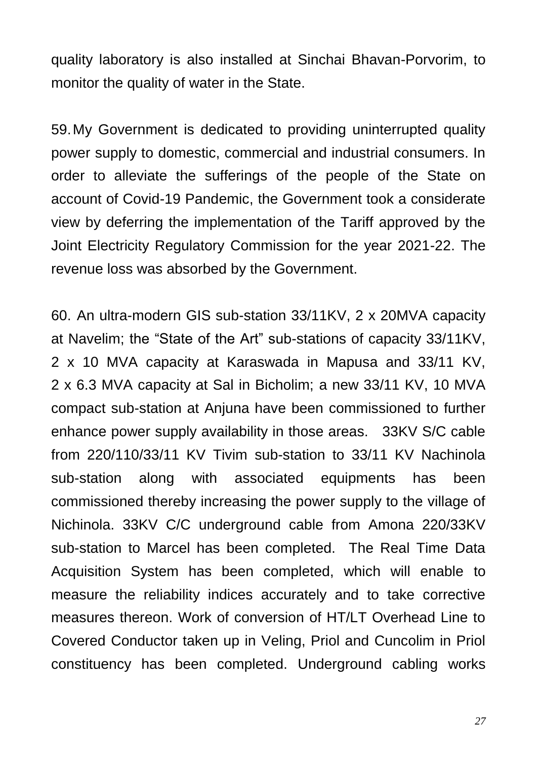quality laboratory is also installed at Sinchai Bhavan-Porvorim, to monitor the quality of water in the State.

59. My Government is dedicated to providing uninterrupted quality power supply to domestic, commercial and industrial consumers. In order to alleviate the sufferings of the people of the State on account of Covid-19 Pandemic, the Government took a considerate view by deferring the implementation of the Tariff approved by the Joint Electricity Regulatory Commission for the year 2021-22. The revenue loss was absorbed by the Government.

60. An ultra-modern GIS sub-station 33/11KV, 2 x 20MVA capacity at Navelim; the "State of the Art" sub-stations of capacity 33/11KV, 2 x 10 MVA capacity at Karaswada in Mapusa and 33/11 KV, 2 x 6.3 MVA capacity at Sal in Bicholim; a new 33/11 KV, 10 MVA compact sub-station at Anjuna have been commissioned to further enhance power supply availability in those areas. 33KV S/C cable from 220/110/33/11 KV Tivim sub-station to 33/11 KV Nachinola sub-station along with associated equipments has been commissioned thereby increasing the power supply to the village of Nichinola. 33KV C/C underground cable from Amona 220/33KV sub-station to Marcel has been completed. The Real Time Data Acquisition System has been completed, which will enable to measure the reliability indices accurately and to take corrective measures thereon. Work of conversion of HT/LT Overhead Line to Covered Conductor taken up in Veling, Priol and Cuncolim in Priol constituency has been completed. Underground cabling works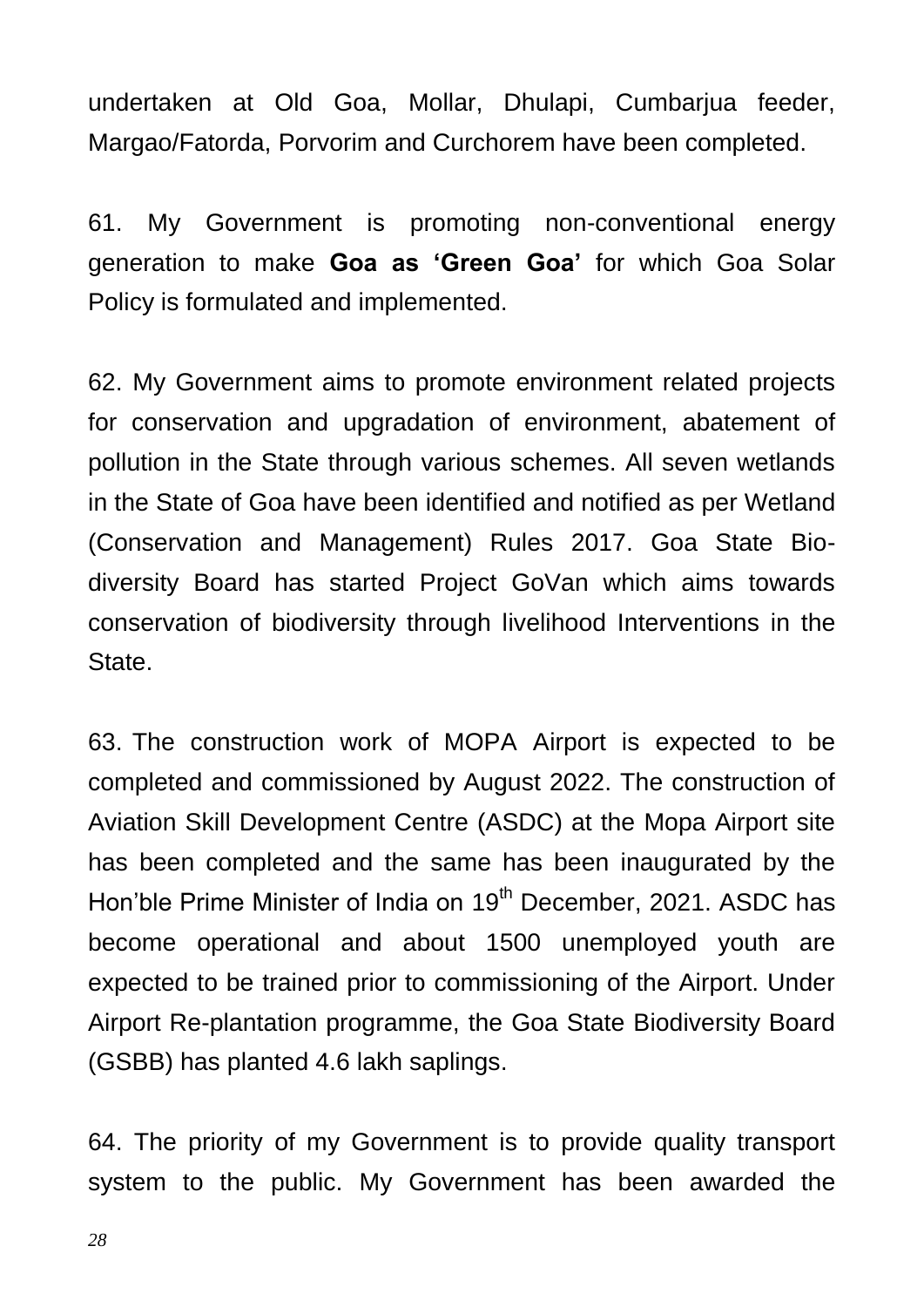undertaken at Old Goa, Mollar, Dhulapi, Cumbarjua feeder, Margao/Fatorda, Porvorim and Curchorem have been completed.

61. My Government is promoting non-conventional energy generation to make **Goa as 'Green Goa'** for which Goa Solar Policy is formulated and implemented.

62. My Government aims to promote environment related projects for conservation and upgradation of environment, abatement of pollution in the State through various schemes. All seven wetlands in the State of Goa have been identified and notified as per Wetland (Conservation and Management) Rules 2017. Goa State Bio-diversity Board has started Project GoVan which aims towards conservation of biodiversity through livelihood Interventions in the State.

63. The construction work of MOPA Airport is expected to be completed and commissioned by August 2022. The construction of Aviation Skill Development Centre (ASDC) at the Mopa Airport site has been completed and the same has been inaugurated by the Hon'ble Prime Minister of India on 19th December, 2021. ASDC has become operational and about 1500 unemployed youth are expected to be trained prior to commissioning of the Airport. Under Airport Re-plantation programme, the Goa State Biodiversity Board (GSBB) has planted 4.6 lakh saplings.

64. The priority of my Government is to provide quality transport system to the public. My Government has been awarded the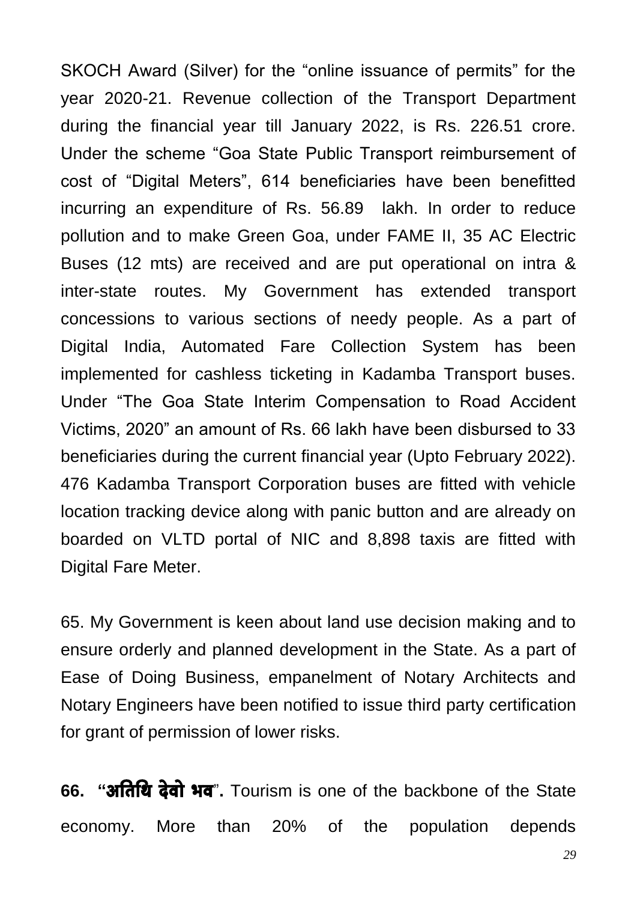SKOCH Award (Silver) for the "online issuance of permits" for the year 2020-21. Revenue collection of the Transport Department during the financial year till January 2022, is Rs. 226.51 crore. Under the scheme "Goa State Public Transport reimbursement of cost of "Digital Meters", 614 beneficiaries have been benefitted incurring an expenditure of Rs. 56.89 lakh. In order to reduce pollution and to make Green Goa, under FAME II, 35 AC Electric Buses (12 mts) are received and are put operational on intra & inter-state routes. My Government has extended transport concessions to various sections of needy people. As a part of Digital India, Automated Fare Collection System has been implemented for cashless ticketing in Kadamba Transport buses. Under "The Goa State Interim Compensation to Road Accident Victims, 2020" an amount of Rs. 66 lakh have been disbursed to 33 beneficiaries during the current financial year (Upto February 2022). 476 Kadamba Transport Corporation buses are fitted with vehicle location tracking device along with panic button and are already on boarded on VLTD portal of NIC and 8,898 taxis are fitted with Digital Fare Meter.

65. My Government is keen about land use decision making and to ensure orderly and planned development in the State. As a part of Ease of Doing Business, empanelment of Notary Architects and Notary Engineers have been notified to issue third party certification for grant of permission of lower risks.

**66. "अतिथि देवो भव".** Tourism is one of the backbone of the State economy. More than 20% of the population depends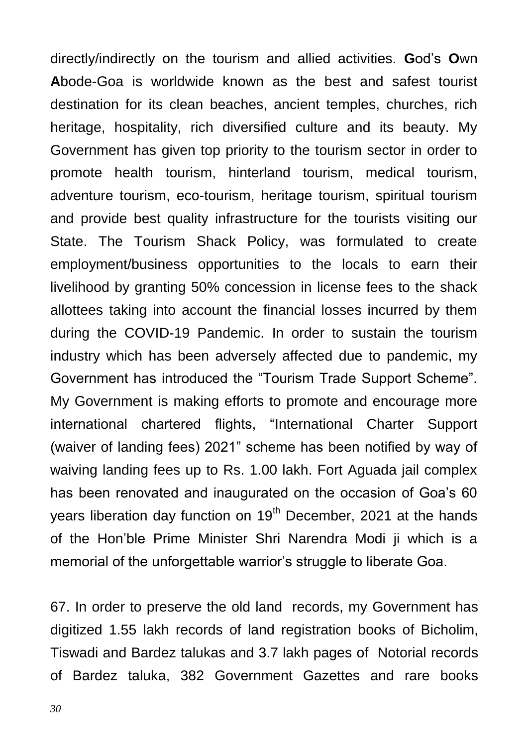directly/indirectly on the tourism and allied activities. **G**od's **O**wn **A**bode-Goa is worldwide known as the best and safest tourist destination for its clean beaches, ancient temples, churches, rich heritage, hospitality, rich diversified culture and its beauty. My Government has given top priority to the tourism sector in order to promote health tourism, hinterland tourism, medical tourism, adventure tourism, eco-tourism, heritage tourism, spiritual tourism and provide best quality infrastructure for the tourists visiting our State. The Tourism Shack Policy, was formulated to create employment/business opportunities to the locals to earn their livelihood by granting 50% concession in license fees to the shack allottees taking into account the financial losses incurred by them during the COVID-19 Pandemic. In order to sustain the tourism industry which has been adversely affected due to pandemic, my Government has introduced the "Tourism Trade Support Scheme". My Government is making efforts to promote and encourage more international chartered flights, "International Charter Support (waiver of landing fees) 2021" scheme has been notified by way of waiving landing fees up to Rs. 1.00 lakh. Fort Aguada jail complex has been renovated and inaugurated on the occasion of Goa's 60 years liberation day function on 19th December, 2021 at the hands of the Hon'ble Prime Minister Shri Narendra Modi ji which is a memorial of the unforgettable warrior's struggle to liberate Goa.

67. In order to preserve the old land records, my Government has digitized 1.55 lakh records of land registration books of Bicholim, Tiswadi and Bardez talukas and 3.7 lakh pages of Notorial records of Bardez taluka, 382 Government Gazettes and rare books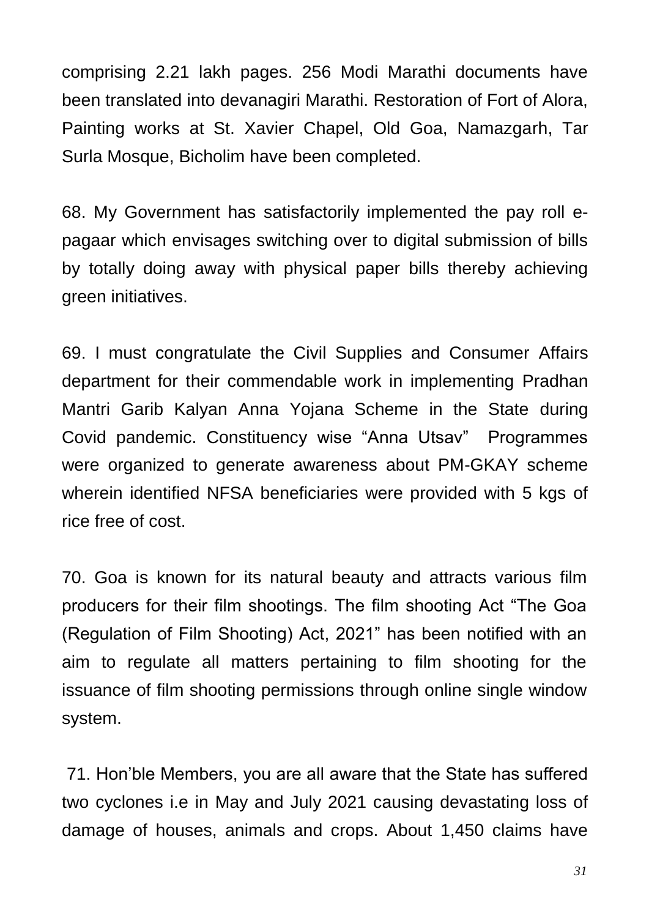comprising 2.21 lakh pages. 256 Modi Marathi documents have been translated into devanagiri Marathi. Restoration of Fort of Alora, Painting works at St. Xavier Chapel, Old Goa, Namazgarh, Tar Surla Mosque, Bicholim have been completed.

68. My Government has satisfactorily implemented the pay roll e-pagaar which envisages switching over to digital submission of bills by totally doing away with physical paper bills thereby achieving green initiatives.

69. I must congratulate the Civil Supplies and Consumer Affairs department for their commendable work in implementing Pradhan Mantri Garib Kalyan Anna Yojana Scheme in the State during Covid pandemic. Constituency wise "Anna Utsav" Programmes were organized to generate awareness about PM-GKAY scheme wherein identified NFSA beneficiaries were provided with 5 kgs of rice free of cost.

70. Goa is known for its natural beauty and attracts various film producers for their film shootings. The film shooting Act "The Goa (Regulation of Film Shooting) Act, 2021" has been notified with an aim to regulate all matters pertaining to film shooting for the issuance of film shooting permissions through online single window system.

71. Hon'ble Members, you are all aware that the State has suffered two cyclones i.e in May and July 2021 causing devastating loss of damage of houses, animals and crops. About 1,450 claims have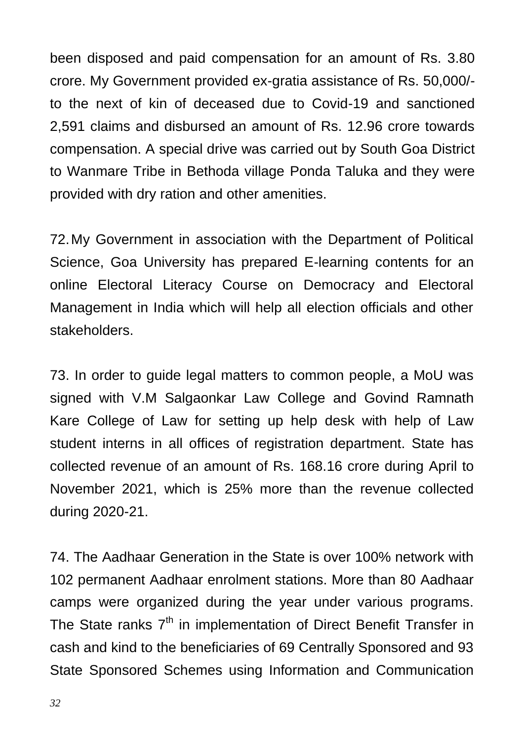been disposed and paid compensation for an amount of Rs. 3.80 crore. My Government provided ex-gratia assistance of Rs. 50,000/- to the next of kin of deceased due to Covid-19 and sanctioned 2,591 claims and disbursed an amount of Rs. 12.96 crore towards compensation. A special drive was carried out by South Goa District to Wanmare Tribe in Bethoda village Ponda Taluka and they were provided with dry ration and other amenities.

72. My Government in association with the Department of Political Science, Goa University has prepared E-learning contents for an online Electoral Literacy Course on Democracy and Electoral Management in India which will help all election officials and other stakeholders.

73. In order to guide legal matters to common people, a MoU was signed with V.M Salgaonkar Law College and Govind Ramnath Kare College of Law for setting up help desk with help of Law student interns in all offices of registration department. State has collected revenue of an amount of Rs. 168.16 crore during April to November 2021, which is 25% more than the revenue collected during 2020-21.

74. The Aadhaar Generation in the State is over 100% network with 102 permanent Aadhaar enrolment stations. More than 80 Aadhaar camps were organized during the year under various programs. The State ranks 7th in implementation of Direct Benefit Transfer in cash and kind to the beneficiaries of 69 Centrally Sponsored and 93 State Sponsored Schemes using Information and Communication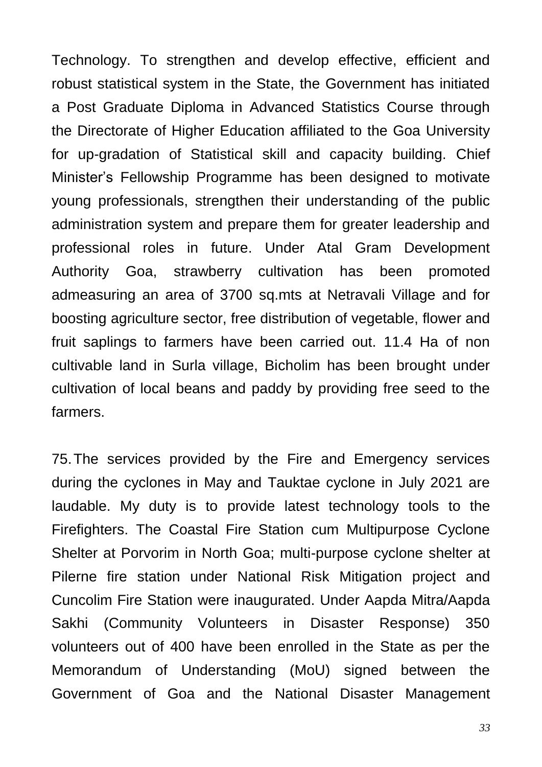Technology. To strengthen and develop effective, efficient and robust statistical system in the State, the Government has initiated a Post Graduate Diploma in Advanced Statistics Course through the Directorate of Higher Education affiliated to the Goa University for up-gradation of Statistical skill and capacity building. Chief Minister's Fellowship Programme has been designed to motivate young professionals, strengthen their understanding of the public administration system and prepare them for greater leadership and professional roles in future. Under Atal Gram Development Authority Goa, strawberry cultivation has been promoted admeasuring an area of 3700 sq.mts at Netravali Village and for boosting agriculture sector, free distribution of vegetable, flower and fruit saplings to farmers have been carried out. 11.4 Ha of non cultivable land in Surla village, Bicholim has been brought under cultivation of local beans and paddy by providing free seed to the farmers.

75. The services provided by the Fire and Emergency services during the cyclones in May and Tauktae cyclone in July 2021 are laudable. My duty is to provide latest technology tools to the Firefighters. The Coastal Fire Station cum Multipurpose Cyclone Shelter at Porvorim in North Goa; multi-purpose cyclone shelter at Pilerne fire station under National Risk Mitigation project and Cuncolim Fire Station were inaugurated. Under Aapda Mitra/Aapda Sakhi (Community Volunteers in Disaster Response) 350 volunteers out of 400 have been enrolled in the State as per the Memorandum of Understanding (MoU) signed between the Government of Goa and the National Disaster Management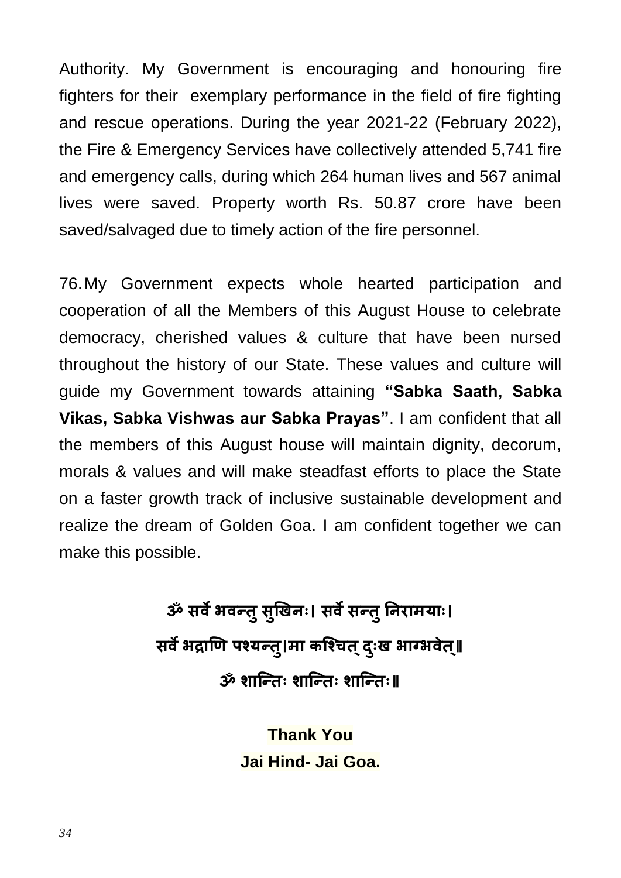Authority. My Government is encouraging and honouring fire fighters for their exemplary performance in the field of fire fighting and rescue operations. During the year 2021-22 (February 2022), the Fire & Emergency Services have collectively attended 5,741 fire and emergency calls, during which 264 human lives and 567 animal lives were saved. Property worth Rs. 50.87 crore have been saved/salvaged due to timely action of the fire personnel.

76. My Government expects whole hearted participation and cooperation of all the Members of this August House to celebrate democracy, cherished values & culture that have been nursed throughout the history of our State. These values and culture will guide my Government towards attaining **"Sabka Saath, Sabka Vikas, Sabka Vishwas aur Sabka Prayas"**. I am confident that all the members of this August house will maintain dignity, decorum, morals & values and will make steadfast efforts to place the State on a faster growth track of inclusive sustainable development and realize the dream of Golden Goa. I am confident together we can make this possible.

**ॐ सर्वे भवन्तु सुखिनः। सर्वे सन्तु निरामयाः।**
**सर्वे भद्राणि पश्यन्तु।मा कश्चित् दुःख भाग्भवेत्॥**
**ॐ शान्तिः शान्तिः शान्तिः॥**

**Thank You**
**Jai Hind- Jai Goa.**